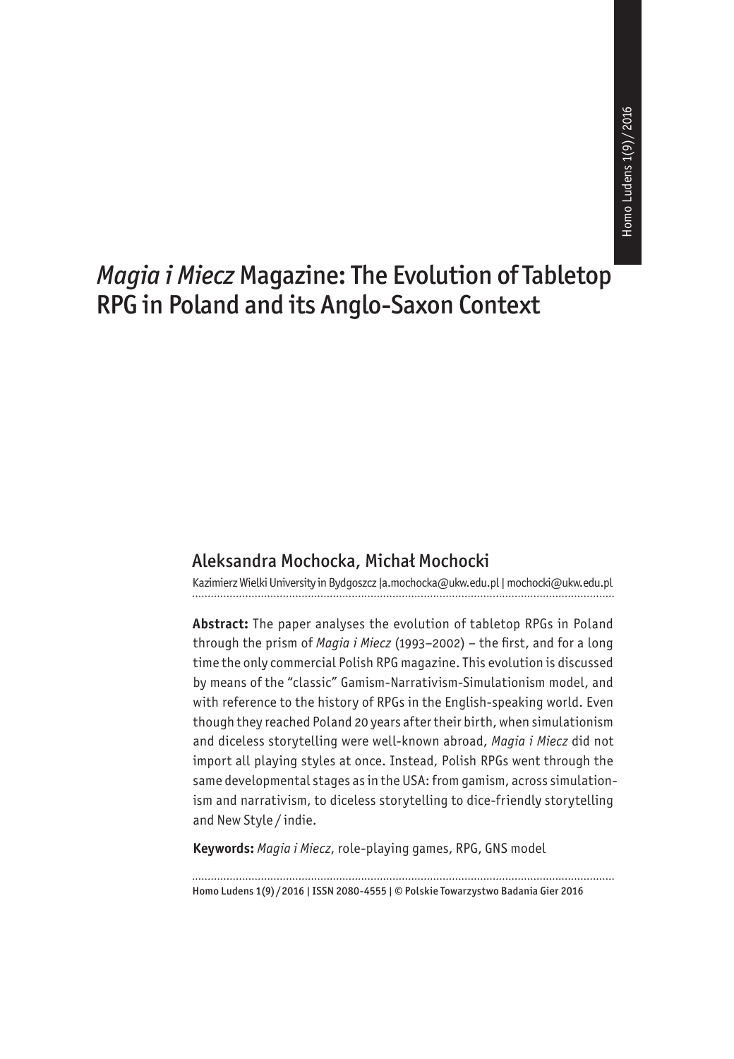# *Magia i Miecz* Magazine: The Evolution of Tabletop RPG in Poland and its Anglo-Saxon Context

## Aleksandra Mochocka, Michał Mochocki

Kazimierz Wielki University in Bydgoszcz | a.mochocka@ukw.edu.pl | mochocki@ukw.edu.pl

**Abstract:** The paper analyses the evolution of tabletop RPGs in Poland through the prism of *Magia i Miecz* (1993–2002) – the first, and for a long time the only commercial Polish RPG magazine. This evolution is discussed by means of the "classic" Gamism-Narrativism-Simulationism model, and with reference to the history of RPGs in the English-speaking world. Even though they reached Poland 20 years after their birth, when simulationism and diceless storytelling were well-known abroad, *Magia i Miecz* did not import all playing styles at once. Instead, Polish RPGs went through the same developmental stages as in the USA: from gamism, across simulationism and narrativism, to diceless storytelling to dice-friendly storytelling and New Style / indie.

**Keywords:** *Magia i Miecz*, role-playing games, RPG, GNS model

Homo Ludens 1(9) / 2016 | ISSN 2080-4555 | © Polskie Towarzystwo Badania Gier 2016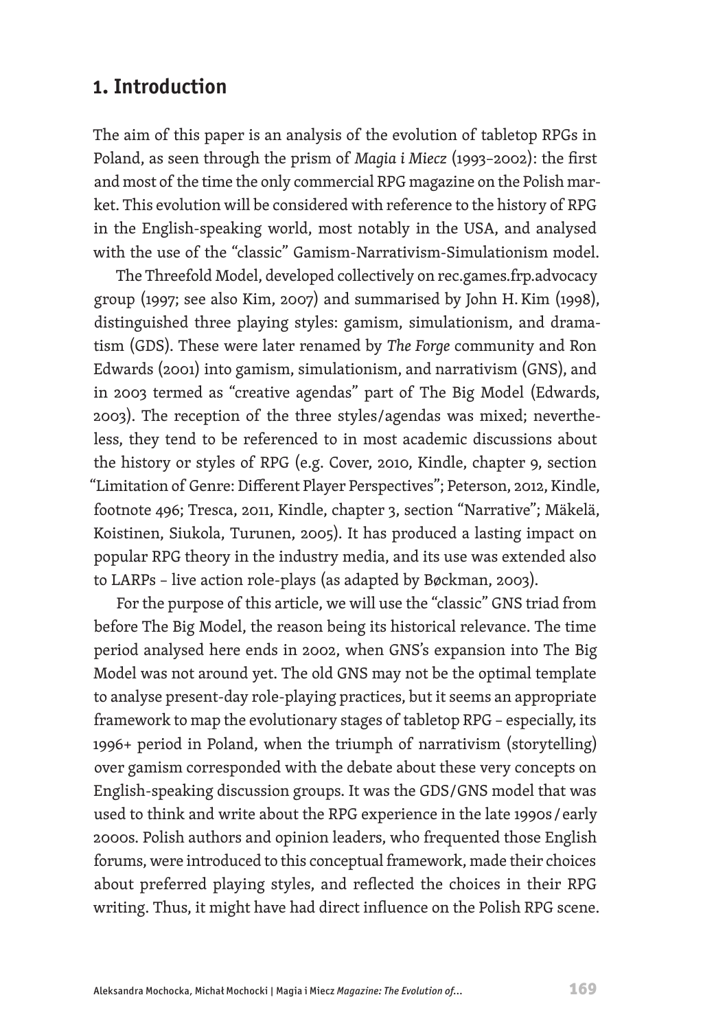## 1. Introduction

The aim of this paper is an analysis of the evolution of tabletop RPGs in Poland, as seen through the prism of *Magia i Miecz* (1993–2002): the first and most of the time the only commercial RPG magazine on the Polish market. This evolution will be considered with reference to the history of RPG in the English-speaking world, most notably in the USA, and analysed with the use of the "classic" Gamism-Narrativism-Simulationism model.

The Threefold Model, developed collectively on rec.games.frp.advocacy group (1997; see also Kim, 2007) and summarised by John H. Kim (1998), distinguished three playing styles: gamism, simulationism, and dramatism (GDS). These were later renamed by *The Forge* community and Ron Edwards (2001) into gamism, simulationism, and narrativism (GNS), and in 2003 termed as "creative agendas" part of The Big Model (Edwards, 2003). The reception of the three styles/agendas was mixed; nevertheless, they tend to be referenced to in most academic discussions about the history or styles of RPG (e.g. Cover, 2010, Kindle, chapter 9, section "Limitation of Genre: Different Player Perspectives"; Peterson, 2012, Kindle, footnote 496; Tresca, 2011, Kindle, chapter 3, section "Narrative"; Mäkelä, Koistinen, Siukola, Turunen, 2005). It has produced a lasting impact on popular RPG theory in the industry media, and its use was extended also to LARPs – live action role-plays (as adapted by Bøckman, 2003).

For the purpose of this article, we will use the "classic" GNS triad from before The Big Model, the reason being its historical relevance. The time period analysed here ends in 2002, when GNS's expansion into The Big Model was not around yet. The old GNS may not be the optimal template to analyse present-day role-playing practices, but it seems an appropriate framework to map the evolutionary stages of tabletop RPG – especially, its 1996+ period in Poland, when the triumph of narrativism (storytelling) over gamism corresponded with the debate about these very concepts on English-speaking discussion groups. It was the GDS/GNS model that was used to think and write about the RPG experience in the late 1990s / early 2000s. Polish authors and opinion leaders, who frequented those English forums, were introduced to this conceptual framework, made their choices about preferred playing styles, and reflected the choices in their RPG writing. Thus, it might have had direct influence on the Polish RPG scene.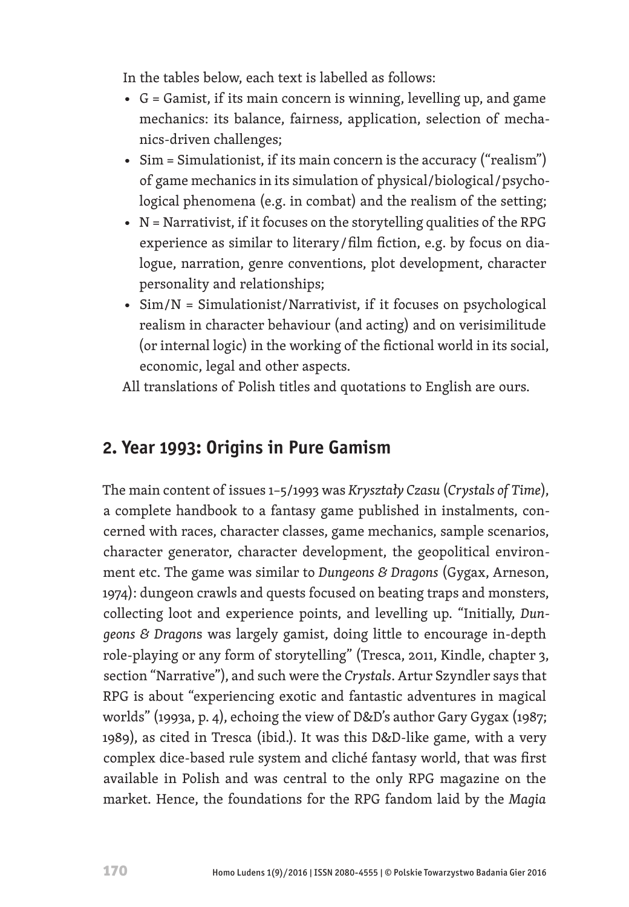In the tables below, each text is labelled as follows:

- G = Gamist, if its main concern is winning, levelling up, and game mechanics: its balance, fairness, application, selection of mechanics-driven challenges;
- Sim = Simulationist, if its main concern is the accuracy ("realism") of game mechanics in its simulation of physical/biological/psychological phenomena (e.g. in combat) and the realism of the setting;
- N = Narrativist, if it focuses on the storytelling qualities of the RPG experience as similar to literary/film fiction, e.g. by focus on dialogue, narration, genre conventions, plot development, character personality and relationships;
- Sim/N = Simulationist/Narrativist, if it focuses on psychological realism in character behaviour (and acting) and on verisimilitude (or internal logic) in the working of the fictional world in its social, economic, legal and other aspects.

All translations of Polish titles and quotations to English are ours.

## 2. Year 1993: Origins in Pure Gamism

The main content of issues 1–5/1993 was *Kryształy Czasu* (*Crystals of Time*), a complete handbook to a fantasy game published in instalments, concerned with races, character classes, game mechanics, sample scenarios, character generator, character development, the geopolitical environment etc. The game was similar to *Dungeons & Dragons* (Gygax, Arneson, 1974): dungeon crawls and quests focused on beating traps and monsters, collecting loot and experience points, and levelling up. "Initially, *Dungeons & Dragons* was largely gamist, doing little to encourage in-depth role-playing or any form of storytelling" (Tresca, 2011, Kindle, chapter 3, section "Narrative"), and such were the *Crystals*. Artur Szyndler says that RPG is about "experiencing exotic and fantastic adventures in magical worlds" (1993a, p. 4), echoing the view of D&D's author Gary Gygax (1987; 1989), as cited in Tresca (ibid.). It was this D&D-like game, with a very complex dice-based rule system and cliché fantasy world, that was first available in Polish and was central to the only RPG magazine on the market. Hence, the foundations for the RPG fandom laid by the *Magia*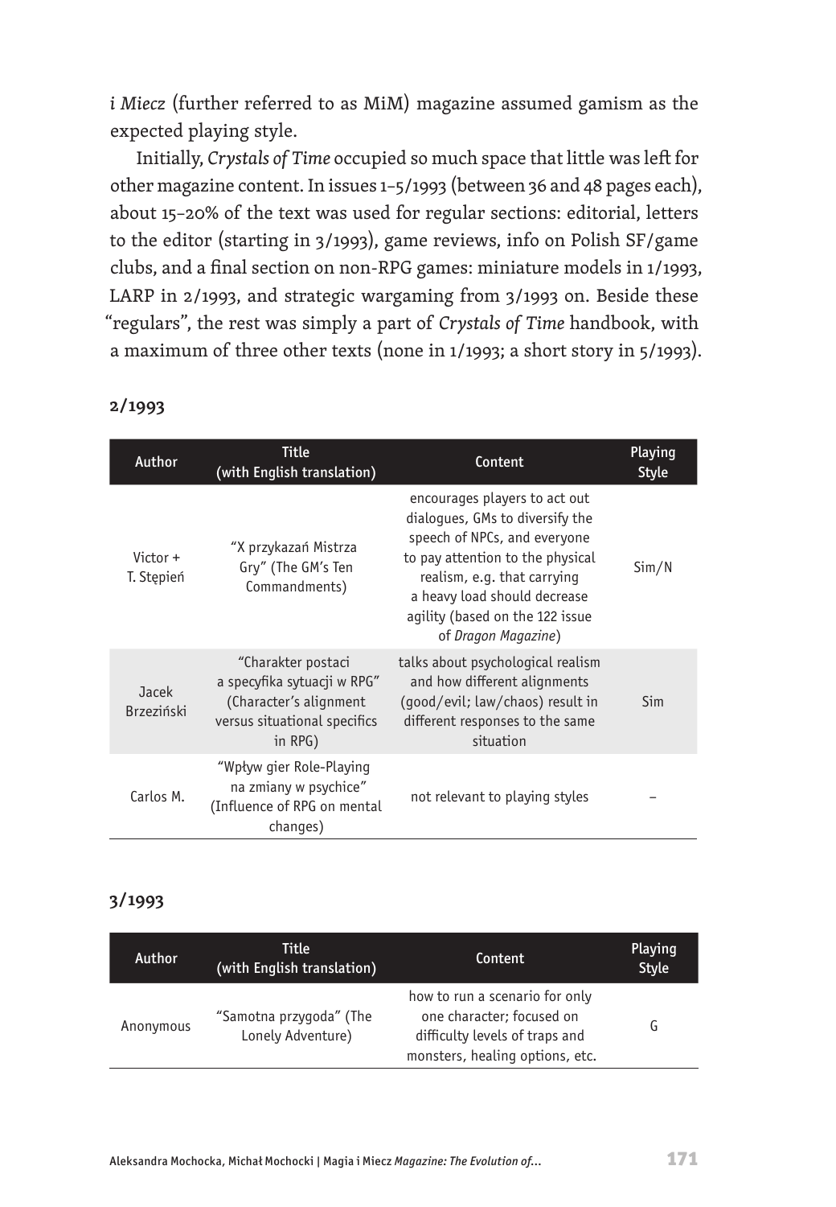*i Miecz* (further referred to as MiM) magazine assumed gamism as the expected playing style.

Initially, *Crystals of Time* occupied so much space that little was left for other magazine content. In issues 1–5/1993 (between 36 and 48 pages each), about 15–20% of the text was used for regular sections: editorial, letters to the editor (starting in 3/1993), game reviews, info on Polish SF/game clubs, and a final section on non-RPG games: miniature models in 1/1993, LARP in 2/1993, and strategic wargaming from 3/1993 on. Beside these "regulars", the rest was simply a part of *Crystals of Time* handbook, with a maximum of three other texts (none in 1/1993; a short story in 5/1993).

**2/1993**

| Author | Title (with English translation) | Content | Playing Style |
|---|---|---|---|
| Victor + T. Stępień | "X przykazań Mistrza Gry" (The GM's Ten Commandments) | encourages players to act out dialogues, GMs to diversify the speech of NPCs, and everyone to pay attention to the physical realism, e.g. that carrying a heavy load should decrease agility (based on the 122 issue of *Dragon Magazine*) | Sim/N |
| Jacek Brzeziński | "Charakter postaci a specyfika sytuacji w RPG" (Character's alignment versus situational specifics in RPG) | talks about psychological realism and how different alignments (good/evil; law/chaos) result in different responses to the same situation | Sim |
| Carlos M. | "Wpływ gier Role-Playing na zmiany w psychice" (Influence of RPG on mental changes) | not relevant to playing styles | – |

**3/1993**

| Author | Title (with English translation) | Content | Playing Style |
|---|---|---|---|
| Anonymous | "Samotna przygoda" (The Lonely Adventure) | how to run a scenario for only one character; focused on difficulty levels of traps and monsters, healing options, etc. | G |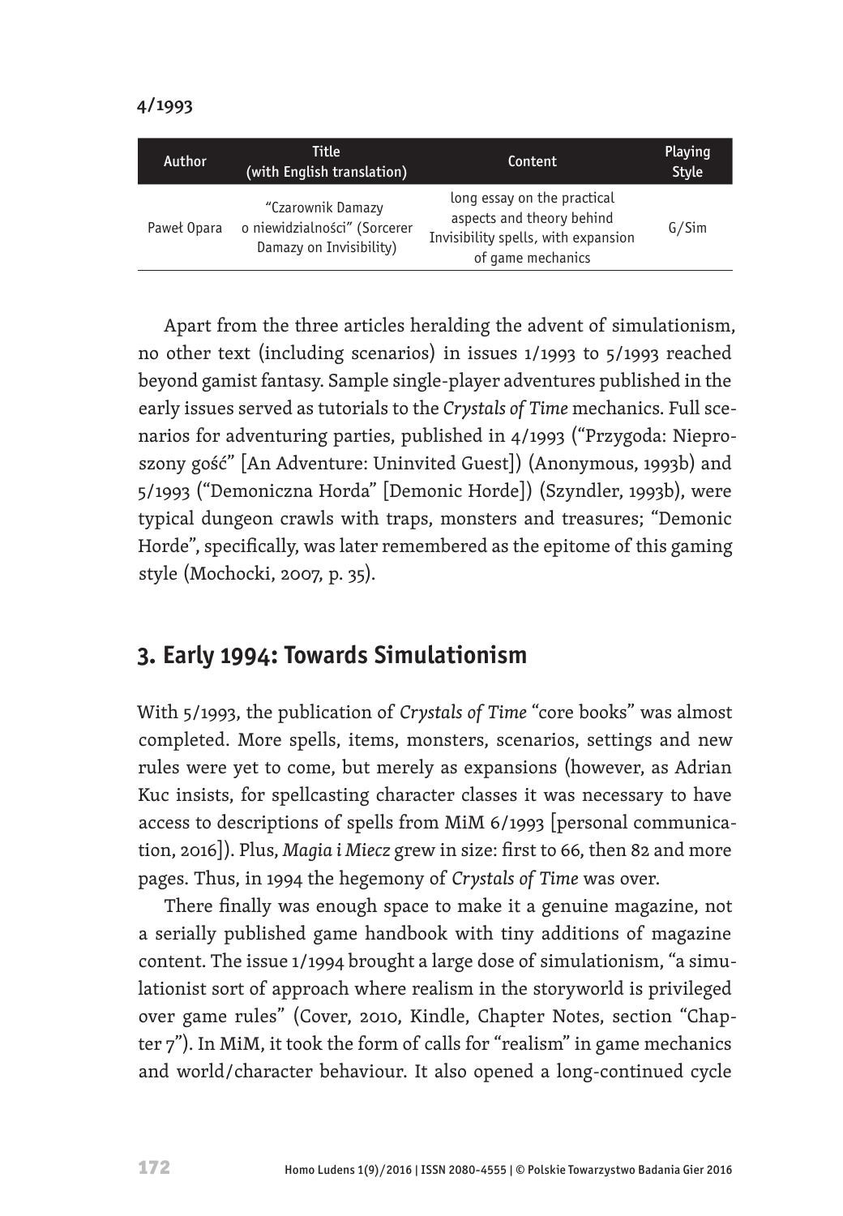**4/1993**

| Author | Title (with English translation) | Content | Playing Style |
|---|---|---|---|
| Paweł Opara | "Czarownik Damazy o niewidzialności" (Sorcerer Damazy on Invisibility) | long essay on the practical aspects and theory behind Invisibility spells, with expansion of game mechanics | G/Sim |

Apart from the three articles heralding the advent of simulationism, no other text (including scenarios) in issues 1/1993 to 5/1993 reached beyond gamist fantasy. Sample single-player adventures published in the early issues served as tutorials to the *Crystals of Time* mechanics. Full scenarios for adventuring parties, published in 4/1993 ("Przygoda: Nieproszony gość" [An Adventure: Uninvited Guest]) (Anonymous, 1993b) and 5/1993 ("Demoniczna Horda" [Demonic Horde]) (Szyndler, 1993b), were typical dungeon crawls with traps, monsters and treasures; "Demonic Horde", specifically, was later remembered as the epitome of this gaming style (Mochocki, 2007, p. 35).

## 3. Early 1994: Towards Simulationism

With 5/1993, the publication of *Crystals of Time* "core books" was almost completed. More spells, items, monsters, scenarios, settings and new rules were yet to come, but merely as expansions (however, as Adrian Kuc insists, for spellcasting character classes it was necessary to have access to descriptions of spells from MiM 6/1993 [personal communication, 2016]). Plus, *Magia i Miecz* grew in size: first to 66, then 82 and more pages. Thus, in 1994 the hegemony of *Crystals of Time* was over.

There finally was enough space to make it a genuine magazine, not a serially published game handbook with tiny additions of magazine content. The issue 1/1994 brought a large dose of simulationism, "a simulationist sort of approach where realism in the storyworld is privileged over game rules" (Cover, 2010, Kindle, Chapter Notes, section "Chapter 7"). In MiM, it took the form of calls for "realism" in game mechanics and world/character behaviour. It also opened a long-continued cycle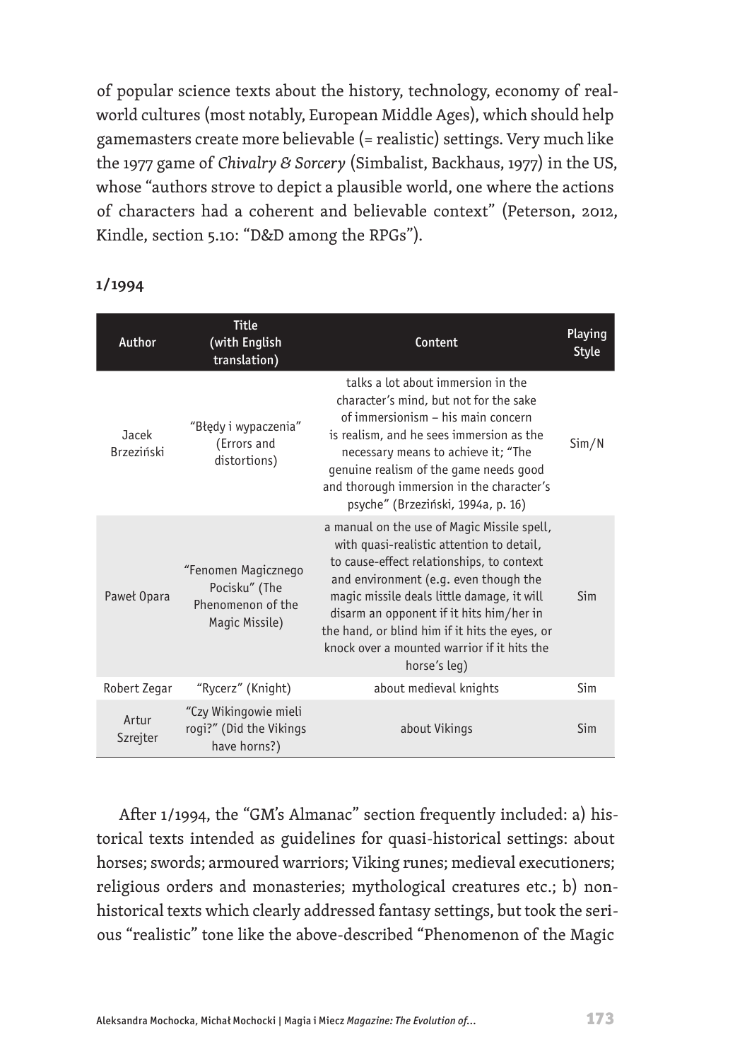of popular science texts about the history, technology, economy of real-world cultures (most notably, European Middle Ages), which should help gamemasters create more believable (= realistic) settings. Very much like the 1977 game of *Chivalry & Sorcery* (Simbalist, Backhaus, 1977) in the US, whose "authors strove to depict a plausible world, one where the actions of characters had a coherent and believable context" (Peterson, 2012, Kindle, section 5.10: "D&D among the RPGs").

**1/1994**

| Author | Title (with English translation) | Content | Playing Style |
|---|---|---|---|
| Jacek Brzeziński | "Błędy i wypaczenia" (Errors and distortions) | talks a lot about immersion in the character's mind, but not for the sake of immersionism – his main concern is realism, and he sees immersion as the necessary means to achieve it; "The genuine realism of the game needs good and thorough immersion in the character's psyche" (Brzeziński, 1994a, p. 16) | Sim/N |
| Paweł Opara | "Fenomen Magicznego Pocisku" (The Phenomenon of the Magic Missile) | a manual on the use of Magic Missile spell, with quasi-realistic attention to detail, to cause-effect relationships, to context and environment (e.g. even though the magic missile deals little damage, it will disarm an opponent if it hits him/her in the hand, or blind him if it hits the eyes, or knock over a mounted warrior if it hits the horse's leg) | Sim |
| Robert Zegar | "Rycerz" (Knight) | about medieval knights | Sim |
| Artur Szrejter | "Czy Wikingowie mieli rogi?" (Did the Vikings have horns?) | about Vikings | Sim |

After 1/1994, the "GM's Almanac" section frequently included: a) historical texts intended as guidelines for quasi-historical settings: about horses; swords; armoured warriors; Viking runes; medieval executioners; religious orders and monasteries; mythological creatures etc.; b) non-historical texts which clearly addressed fantasy settings, but took the serious "realistic" tone like the above-described "Phenomenon of the Magic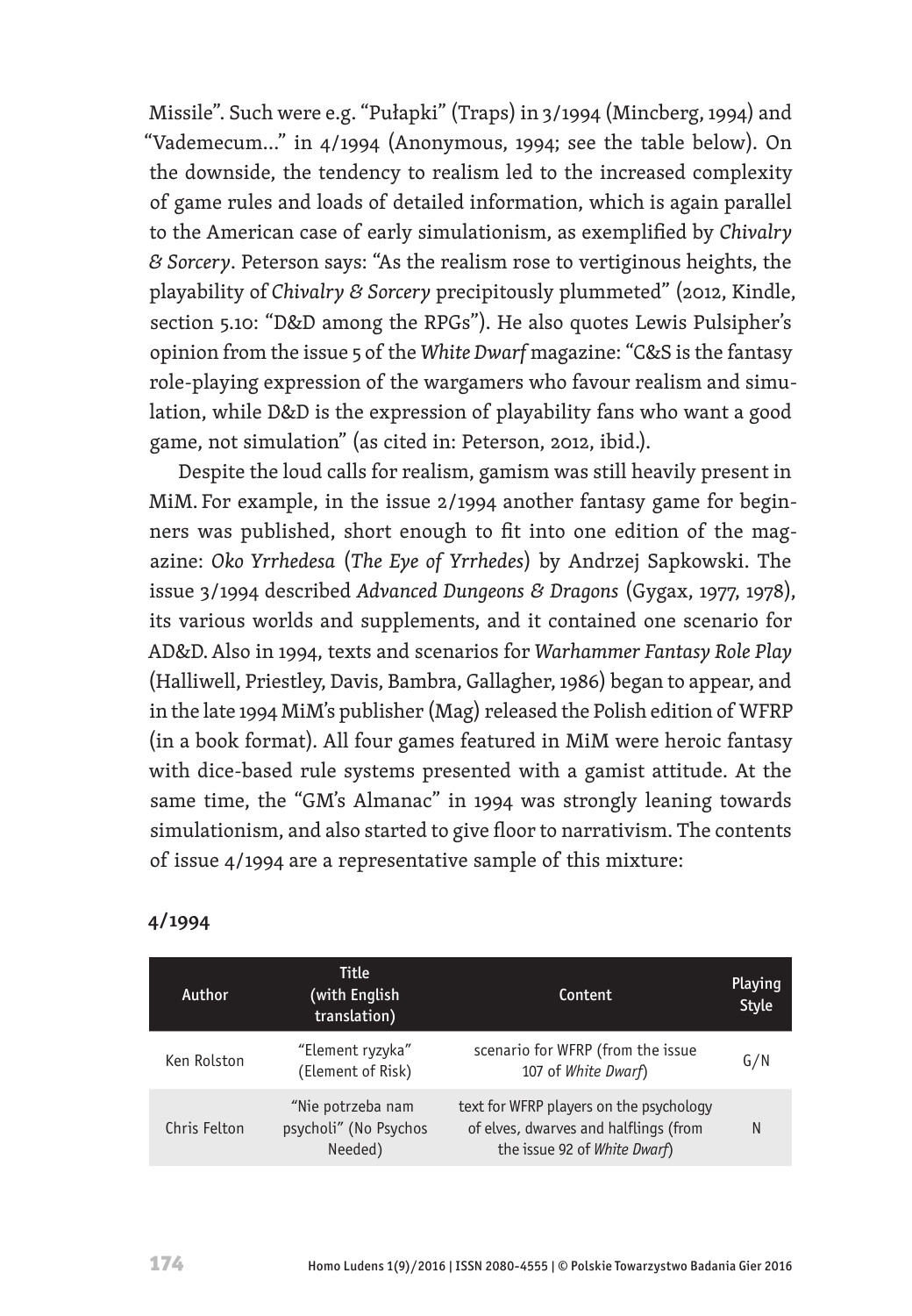Missile". Such were e.g. "Pułapki" (Traps) in 3/1994 (Mincberg, 1994) and "Vademecum..." in 4/1994 (Anonymous, 1994; see the table below). On the downside, the tendency to realism led to the increased complexity of game rules and loads of detailed information, which is again parallel to the American case of early simulationism, as exemplified by *Chivalry & Sorcery*. Peterson says: "As the realism rose to vertiginous heights, the playability of *Chivalry & Sorcery* precipitously plummeted" (2012, Kindle, section 5.10: "D&D among the RPGs"). He also quotes Lewis Pulsipher's opinion from the issue 5 of the *White Dwarf* magazine: "C&S is the fantasy role-playing expression of the wargamers who favour realism and simulation, while D&D is the expression of playability fans who want a good game, not simulation" (as cited in: Peterson, 2012, ibid.).

Despite the loud calls for realism, gamism was still heavily present in MiM. For example, in the issue 2/1994 another fantasy game for beginners was published, short enough to fit into one edition of the magazine: *Oko Yrrhedesa* (*The Eye of Yrrhedes*) by Andrzej Sapkowski. The issue 3/1994 described *Advanced Dungeons & Dragons* (Gygax, 1977, 1978), its various worlds and supplements, and it contained one scenario for AD&D. Also in 1994, texts and scenarios for *Warhammer Fantasy Role Play* (Halliwell, Priestley, Davis, Bambra, Gallagher, 1986) began to appear, and in the late 1994 MiM's publisher (Mag) released the Polish edition of WFRP (in a book format). All four games featured in MiM were heroic fantasy with dice-based rule systems presented with a gamist attitude. At the same time, the "GM's Almanac" in 1994 was strongly leaning towards simulationism, and also started to give floor to narrativism. The contents of issue 4/1994 are a representative sample of this mixture:

**4/1994**

| Author | Title (with English translation) | Content | Playing Style |
|---|---|---|---|
| Ken Rolston | "Element ryzyka" (Element of Risk) | scenario for WFRP (from the issue 107 of *White Dwarf*) | G/N |
| Chris Felton | "Nie potrzeba nam psycholi" (No Psychos Needed) | text for WFRP players on the psychology of elves, dwarves and halflings (from the issue 92 of *White Dwarf*) | N |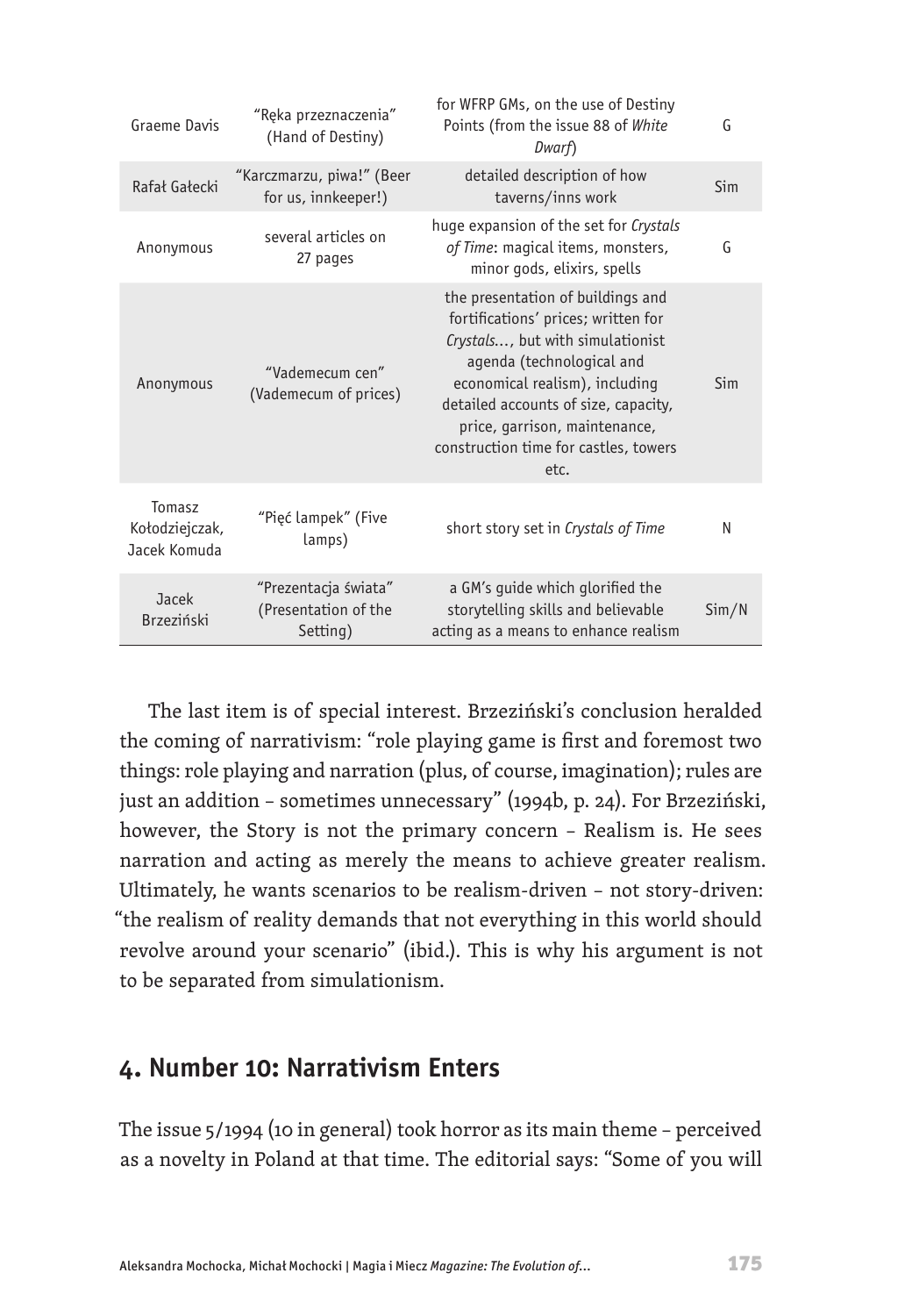| | | | |
|---|---|---|---|
| Graeme Davis | "Ręka przeznaczenia" (Hand of Destiny) | for WFRP GMs, on the use of Destiny Points (from the issue 88 of *White Dwarf*) | G |
| Rafał Gałecki | "Karczmarzu, piwa!" (Beer for us, innkeeper!) | detailed description of how taverns/inns work | Sim |
| Anonymous | several articles on 27 pages | huge expansion of the set for *Crystals of Time*: magical items, monsters, minor gods, elixirs, spells | G |
| Anonymous | "Vademecum cen" (Vademecum of prices) | the presentation of buildings and fortifications' prices; written for *Crystals*…, but with simulationist agenda (technological and economical realism), including detailed accounts of size, capacity, price, garrison, maintenance, construction time for castles, towers etc. | Sim |
| Tomasz Kołodziejczak, Jacek Komuda | "Pięć lampek" (Five lamps) | short story set in *Crystals of Time* | N |
| Jacek Brzeziński | "Prezentacja świata" (Presentation of the Setting) | a GM's guide which glorified the storytelling skills and believable acting as a means to enhance realism | Sim/N |

The last item is of special interest. Brzeziński's conclusion heralded the coming of narrativism: "role playing game is first and foremost two things: role playing and narration (plus, of course, imagination); rules are just an addition – sometimes unnecessary" (1994b, p. 24). For Brzeziński, however, the Story is not the primary concern – Realism is. He sees narration and acting as merely the means to achieve greater realism. Ultimately, he wants scenarios to be realism-driven – not story-driven: "the realism of reality demands that not everything in this world should revolve around your scenario" (ibid.). This is why his argument is not to be separated from simulationism.

## 4. Number 10: Narrativism Enters

The issue 5/1994 (10 in general) took horror as its main theme – perceived as a novelty in Poland at that time. The editorial says: "Some of you will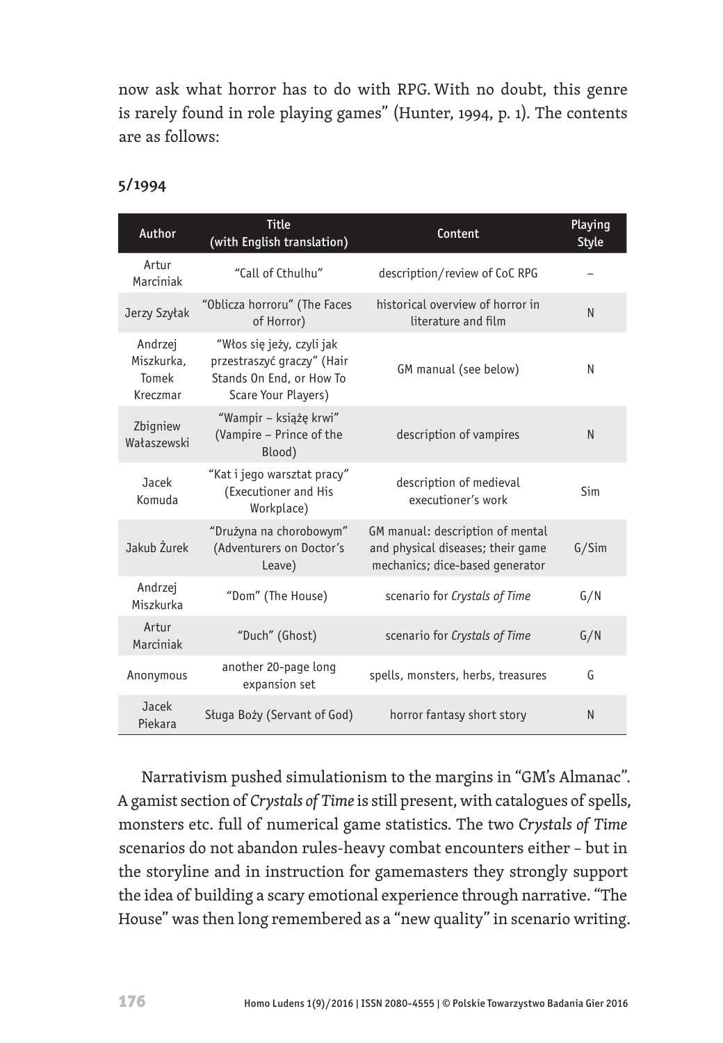now ask what horror has to do with RPG. With no doubt, this genre is rarely found in role playing games" (Hunter, 1994, p. 1). The contents are as follows:

**5/1994**

| Author | Title (with English translation) | Content | Playing Style |
|---|---|---|---|
| Artur Marciniak | "Call of Cthulhu" | description/review of CoC RPG | – |
| Jerzy Szyłak | "Oblicza horroru" (The Faces of Horror) | historical overview of horror in literature and film | N |
| Andrzej Miszkurka, Tomek Kreczmar | "Włos się jeży, czyli jak przestraszyć graczy" (Hair Stands On End, or How To Scare Your Players) | GM manual (see below) | N |
| Zbigniew Wałaszewski | "Wampir – książę krwi" (Vampire – Prince of the Blood) | description of vampires | N |
| Jacek Komuda | "Kat i jego warsztat pracy" (Executioner and His Workplace) | description of medieval executioner's work | Sim |
| Jakub Żurek | "Drużyna na chorobowym" (Adventurers on Doctor's Leave) | GM manual: description of mental and physical diseases; their game mechanics; dice-based generator | G/Sim |
| Andrzej Miszkurka | "Dom" (The House) | scenario for *Crystals of Time* | G/N |
| Artur Marciniak | "Duch" (Ghost) | scenario for *Crystals of Time* | G/N |
| Anonymous | another 20-page long expansion set | spells, monsters, herbs, treasures | G |
| Jacek Piekara | Sługa Boży (Servant of God) | horror fantasy short story | N |

Narrativism pushed simulationism to the margins in "GM's Almanac". A gamist section of *Crystals of Time* is still present, with catalogues of spells, monsters etc. full of numerical game statistics. The two *Crystals of Time* scenarios do not abandon rules-heavy combat encounters either – but in the storyline and in instruction for gamemasters they strongly support the idea of building a scary emotional experience through narrative. "The House" was then long remembered as a "new quality" in scenario writing.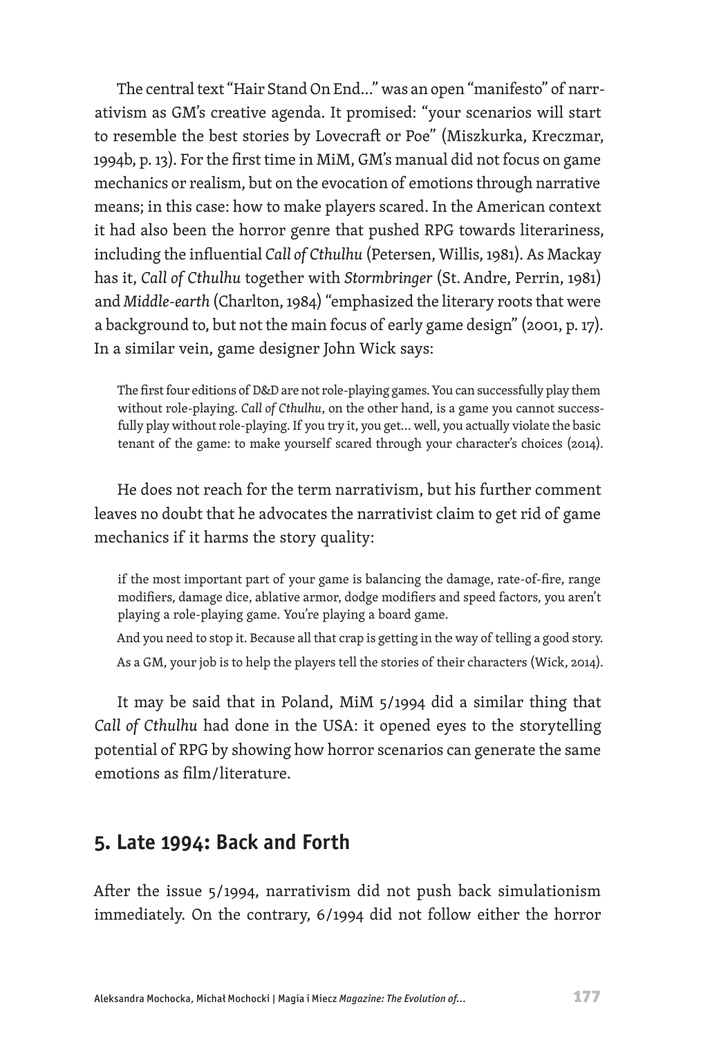The central text "Hair Stand On End..." was an open "manifesto" of narrativism as GM's creative agenda. It promised: "your scenarios will start to resemble the best stories by Lovecraft or Poe" (Miszkurka, Kreczmar, 1994b, p. 13). For the first time in MiM, GM's manual did not focus on game mechanics or realism, but on the evocation of emotions through narrative means; in this case: how to make players scared. In the American context it had also been the horror genre that pushed RPG towards literariness, including the influential *Call of Cthulhu* (Petersen, Willis, 1981). As Mackay has it, *Call of Cthulhu* together with *Stormbringer* (St. Andre, Perrin, 1981) and *Middle-earth* (Charlton, 1984) "emphasized the literary roots that were a background to, but not the main focus of early game design" (2001, p. 17). In a similar vein, game designer John Wick says:

> The first four editions of D&D are not role-playing games. You can successfully play them without role-playing. *Call of Cthulhu*, on the other hand, is a game you cannot successfully play without role-playing. If you try it, you get... well, you actually violate the basic tenant of the game: to make yourself scared through your character's choices (2014).

He does not reach for the term narrativism, but his further comment leaves no doubt that he advocates the narrativist claim to get rid of game mechanics if it harms the story quality:

> if the most important part of your game is balancing the damage, rate-of-fire, range modifiers, damage dice, ablative armor, dodge modifiers and speed factors, you aren't playing a role-playing game. You're playing a board game.
>
> And you need to stop it. Because all that crap is getting in the way of telling a good story.
>
> As a GM, your job is to help the players tell the stories of their characters (Wick, 2014).

It may be said that in Poland, MiM 5/1994 did a similar thing that *Call of Cthulhu* had done in the USA: it opened eyes to the storytelling potential of RPG by showing how horror scenarios can generate the same emotions as film/literature.

## 5. Late 1994: Back and Forth

After the issue 5/1994, narrativism did not push back simulationism immediately. On the contrary, 6/1994 did not follow either the horror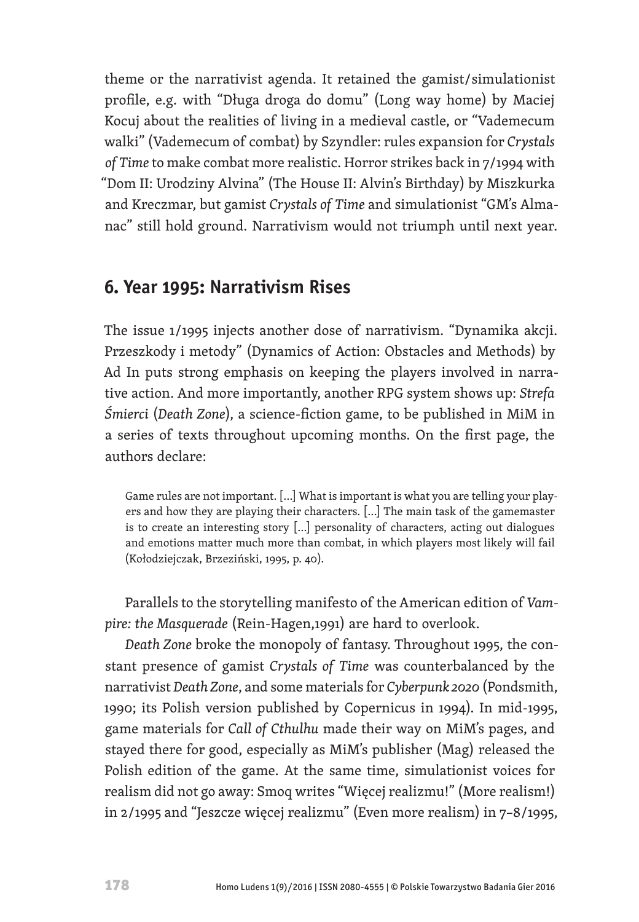theme or the narrativist agenda. It retained the gamist/simulationist profile, e.g. with "Długa droga do domu" (Long way home) by Maciej Kocuj about the realities of living in a medieval castle, or "Vademecum walki" (Vademecum of combat) by Szyndler: rules expansion for *Crystals of Time* to make combat more realistic. Horror strikes back in 7/1994 with "Dom II: Urodziny Alvina" (The House II: Alvin's Birthday) by Miszkurka and Kreczmar, but gamist *Crystals of Time* and simulationist "GM's Almanac" still hold ground. Narrativism would not triumph until next year.

## 6. Year 1995: Narrativism Rises

The issue 1/1995 injects another dose of narrativism. "Dynamika akcji. Przeszkody i metody" (Dynamics of Action: Obstacles and Methods) by Ad In puts strong emphasis on keeping the players involved in narrative action. And more importantly, another RPG system shows up: *Strefa Śmierci* (*Death Zone*), a science-fiction game, to be published in MiM in a series of texts throughout upcoming months. On the first page, the authors declare:

> Game rules are not important. […] What is important is what you are telling your players and how they are playing their characters. […] The main task of the gamemaster is to create an interesting story […] personality of characters, acting out dialogues and emotions matter much more than combat, in which players most likely will fail (Kołodziejczak, Brzeziński, 1995, p. 40).

Parallels to the storytelling manifesto of the American edition of *Vampire: the Masquerade* (Rein-Hagen,1991) are hard to overlook.

*Death Zone* broke the monopoly of fantasy. Throughout 1995, the constant presence of gamist *Crystals of Time* was counterbalanced by the narrativist *Death Zone*, and some materials for *Cyberpunk 2020* (Pondsmith, 1990; its Polish version published by Copernicus in 1994). In mid-1995, game materials for *Call of Cthulhu* made their way on MiM's pages, and stayed there for good, especially as MiM's publisher (Mag) released the Polish edition of the game. At the same time, simulationist voices for realism did not go away: Smoq writes "Więcej realizmu!" (More realism!) in 2/1995 and "Jeszcze więcej realizmu" (Even more realism) in 7–8/1995,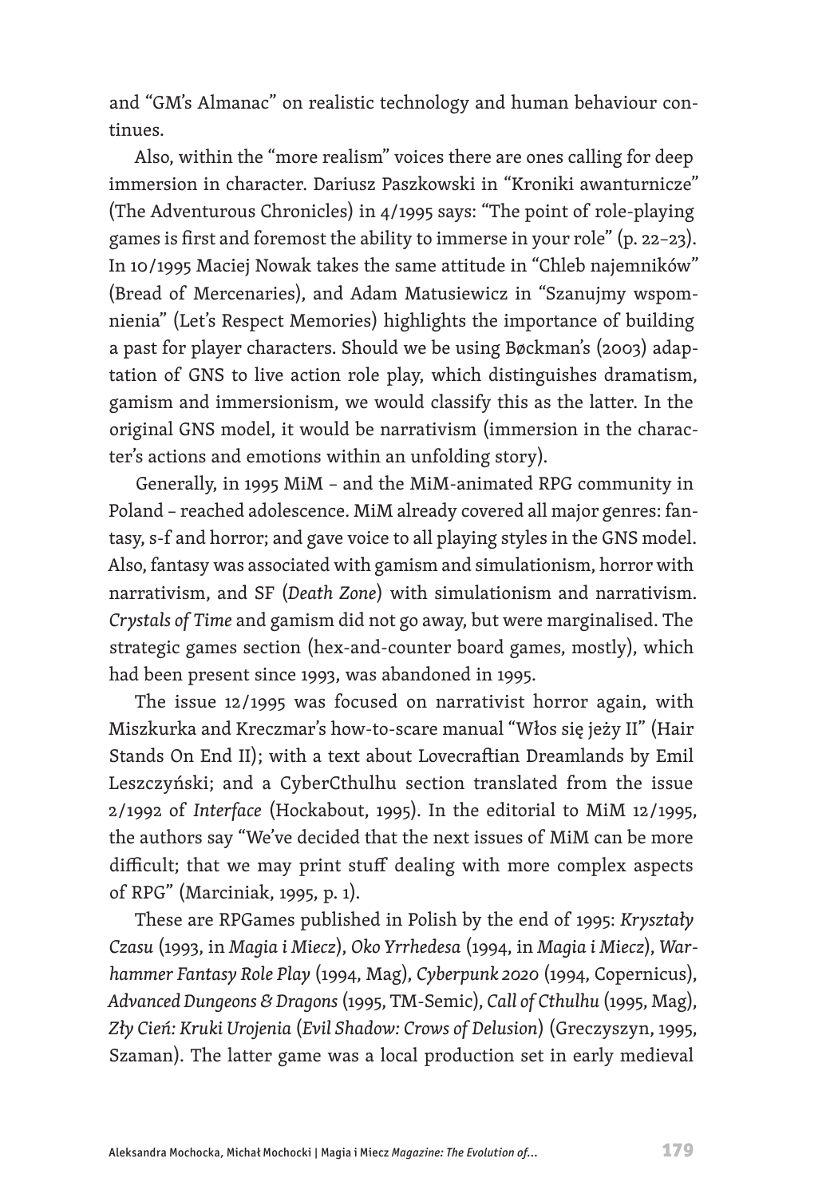and "GM's Almanac" on realistic technology and human behaviour continues.

Also, within the "more realism" voices there are ones calling for deep immersion in character. Dariusz Paszkowski in "Kroniki awanturnicze" (The Adventurous Chronicles) in 4/1995 says: "The point of role-playing games is first and foremost the ability to immerse in your role" (p. 22–23). In 10/1995 Maciej Nowak takes the same attitude in "Chleb najemników" (Bread of Mercenaries), and Adam Matusiewicz in "Szanujmy wspomnienia" (Let's Respect Memories) highlights the importance of building a past for player characters. Should we be using Bøckman's (2003) adaptation of GNS to live action role play, which distinguishes dramatism, gamism and immersionism, we would classify this as the latter. In the original GNS model, it would be narrativism (immersion in the character's actions and emotions within an unfolding story).

Generally, in 1995 MiM – and the MiM-animated RPG community in Poland – reached adolescence. MiM already covered all major genres: fantasy, s-f and horror; and gave voice to all playing styles in the GNS model. Also, fantasy was associated with gamism and simulationism, horror with narrativism, and SF (*Death Zone*) with simulationism and narrativism. *Crystals of Time* and gamism did not go away, but were marginalised. The strategic games section (hex-and-counter board games, mostly), which had been present since 1993, was abandoned in 1995.

The issue 12/1995 was focused on narrativist horror again, with Miszkurka and Kreczmar's how-to-scare manual "Włos się jeży II" (Hair Stands On End II); with a text about Lovecraftian Dreamlands by Emil Leszczyński; and a CyberCthulhu section translated from the issue 2/1992 of *Interface* (Hockabout, 1995). In the editorial to MiM 12/1995, the authors say "We've decided that the next issues of MiM can be more difficult; that we may print stuff dealing with more complex aspects of RPG" (Marciniak, 1995, p. 1).

These are RPGames published in Polish by the end of 1995: *Kryształy Czasu* (1993, in *Magia i Miecz*), *Oko Yrrhedesa* (1994, in *Magia i Miecz*), *Warhammer Fantasy Role Play* (1994, Mag), *Cyberpunk 2020* (1994, Copernicus), *Advanced Dungeons & Dragons* (1995, TM-Semic), *Call of Cthulhu* (1995, Mag), *Zły Cień: Kruki Urojenia* (*Evil Shadow: Crows of Delusion*) (Greczyszyn, 1995, Szaman). The latter game was a local production set in early medieval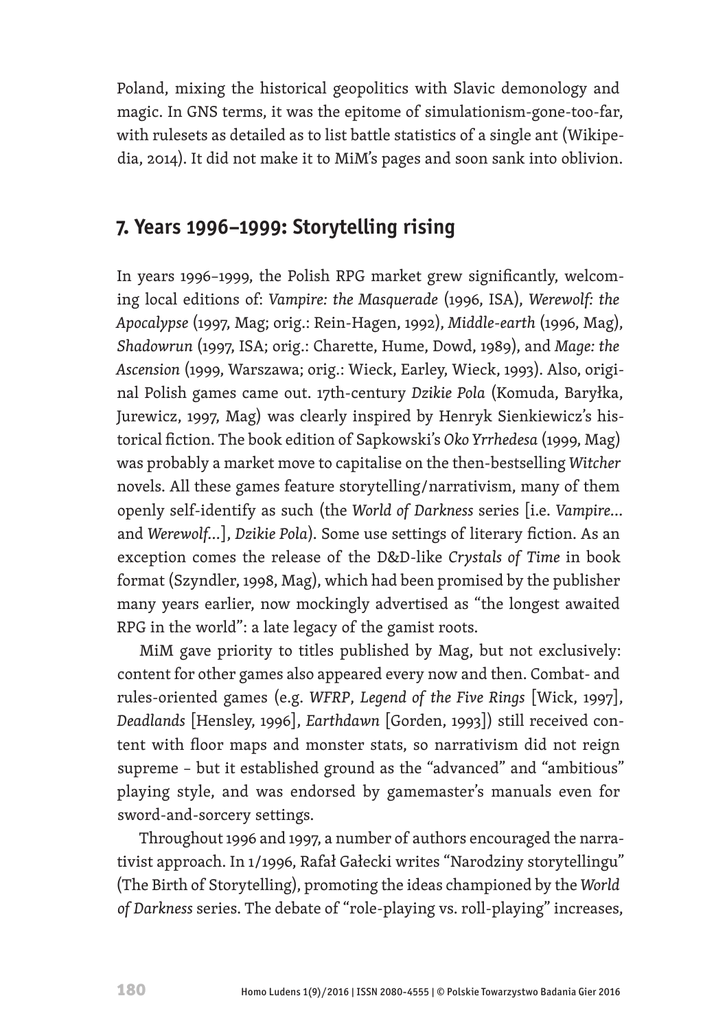Poland, mixing the historical geopolitics with Slavic demonology and magic. In GNS terms, it was the epitome of simulationism-gone-too-far, with rulesets as detailed as to list battle statistics of a single ant (Wikipedia, 2014). It did not make it to MiM's pages and soon sank into oblivion.

## 7. Years 1996–1999: Storytelling rising

In years 1996–1999, the Polish RPG market grew significantly, welcoming local editions of: *Vampire: the Masquerade* (1996, ISA), *Werewolf: the Apocalypse* (1997, Mag; orig.: Rein-Hagen, 1992), *Middle-earth* (1996, Mag), *Shadowrun* (1997, ISA; orig.: Charette, Hume, Dowd, 1989), and *Mage: the Ascension* (1999, Warszawa; orig.: Wieck, Earley, Wieck, 1993). Also, original Polish games came out. 17th-century *Dzikie Pola* (Komuda, Baryłka, Jurewicz, 1997, Mag) was clearly inspired by Henryk Sienkiewicz's historical fiction. The book edition of Sapkowski's *Oko Yrrhedesa* (1999, Mag) was probably a market move to capitalise on the then-bestselling *Witcher* novels. All these games feature storytelling/narrativism, many of them openly self-identify as such (the *World of Darkness* series [i.e. *Vampire...* and *Werewolf...*], *Dzikie Pola*). Some use settings of literary fiction. As an exception comes the release of the D&D-like *Crystals of Time* in book format (Szyndler, 1998, Mag), which had been promised by the publisher many years earlier, now mockingly advertised as "the longest awaited RPG in the world": a late legacy of the gamist roots.

MiM gave priority to titles published by Mag, but not exclusively: content for other games also appeared every now and then. Combat- and rules-oriented games (e.g. *WFRP*, *Legend of the Five Rings* [Wick, 1997], *Deadlands* [Hensley, 1996], *Earthdawn* [Gorden, 1993]) still received content with floor maps and monster stats, so narrativism did not reign supreme – but it established ground as the "advanced" and "ambitious" playing style, and was endorsed by gamemaster's manuals even for sword-and-sorcery settings.

Throughout 1996 and 1997, a number of authors encouraged the narrativist approach. In 1/1996, Rafał Gałecki writes "Narodziny storytellingu" (The Birth of Storytelling), promoting the ideas championed by the *World of Darkness* series. The debate of "role-playing vs. roll-playing" increases,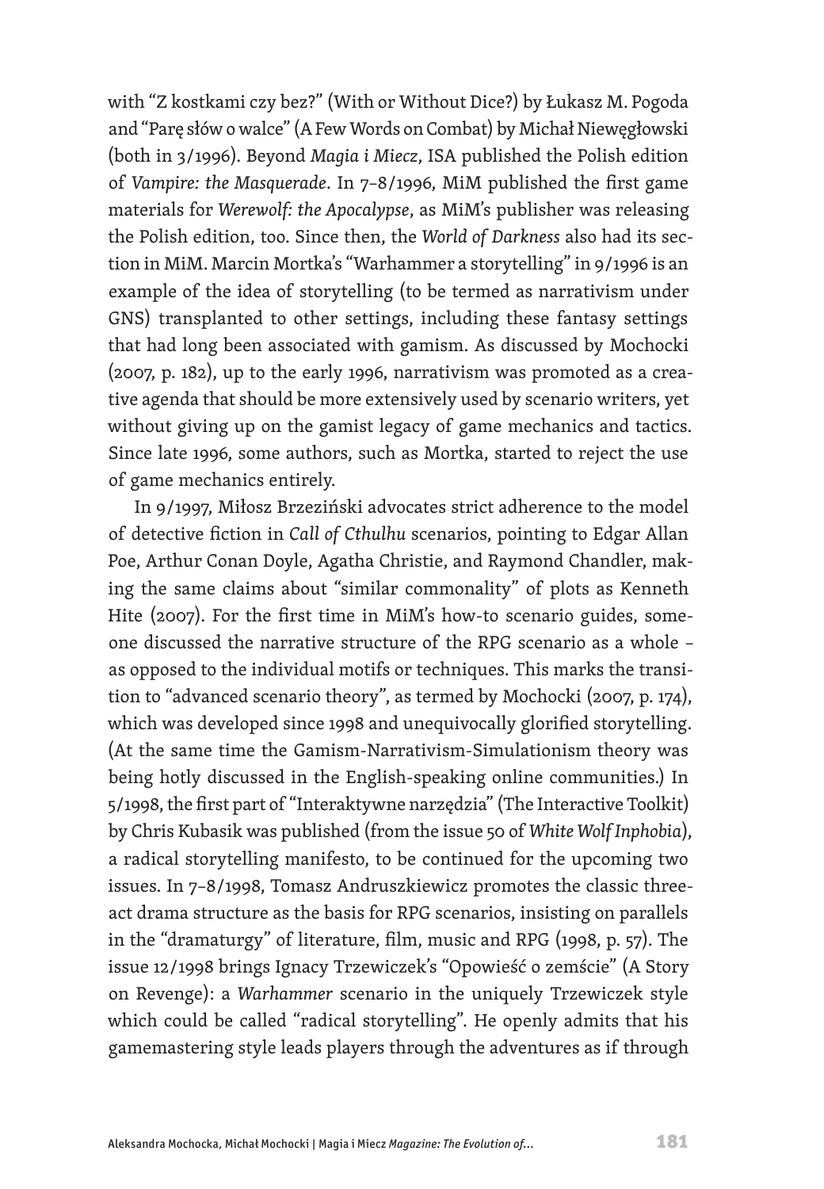with "Z kostkami czy bez?" (With or Without Dice?) by Łukasz M. Pogoda and "Parę słów o walce" (A Few Words on Combat) by Michał Niewęgłowski (both in 3/1996). Beyond *Magia i Miecz*, ISA published the Polish edition of *Vampire: the Masquerade*. In 7–8/1996, MiM published the first game materials for *Werewolf: the Apocalypse*, as MiM's publisher was releasing the Polish edition, too. Since then, the *World of Darkness* also had its section in MiM. Marcin Mortka's "Warhammer a storytelling" in 9/1996 is an example of the idea of storytelling (to be termed as narrativism under GNS) transplanted to other settings, including these fantasy settings that had long been associated with gamism. As discussed by Mochocki (2007, p. 182), up to the early 1996, narrativism was promoted as a creative agenda that should be more extensively used by scenario writers, yet without giving up on the gamist legacy of game mechanics and tactics. Since late 1996, some authors, such as Mortka, started to reject the use of game mechanics entirely.

In 9/1997, Miłosz Brzeziński advocates strict adherence to the model of detective fiction in *Call of Cthulhu* scenarios, pointing to Edgar Allan Poe, Arthur Conan Doyle, Agatha Christie, and Raymond Chandler, making the same claims about "similar commonality" of plots as Kenneth Hite (2007). For the first time in MiM's how-to scenario guides, someone discussed the narrative structure of the RPG scenario as a whole – as opposed to the individual motifs or techniques. This marks the transition to "advanced scenario theory", as termed by Mochocki (2007, p. 174), which was developed since 1998 and unequivocally glorified storytelling. (At the same time the Gamism-Narrativism-Simulationism theory was being hotly discussed in the English-speaking online communities.) In 5/1998, the first part of "Interaktywne narzędzia" (The Interactive Toolkit) by Chris Kubasik was published (from the issue 50 of *White Wolf Inphobia*), a radical storytelling manifesto, to be continued for the upcoming two issues. In 7–8/1998, Tomasz Andruszkiewicz promotes the classic three-act drama structure as the basis for RPG scenarios, insisting on parallels in the "dramaturgy" of literature, film, music and RPG (1998, p. 57). The issue 12/1998 brings Ignacy Trzewiczek's "Opowieść o zemście" (A Story on Revenge): a *Warhammer* scenario in the uniquely Trzewiczek style which could be called "radical storytelling". He openly admits that his gamemastering style leads players through the adventures as if through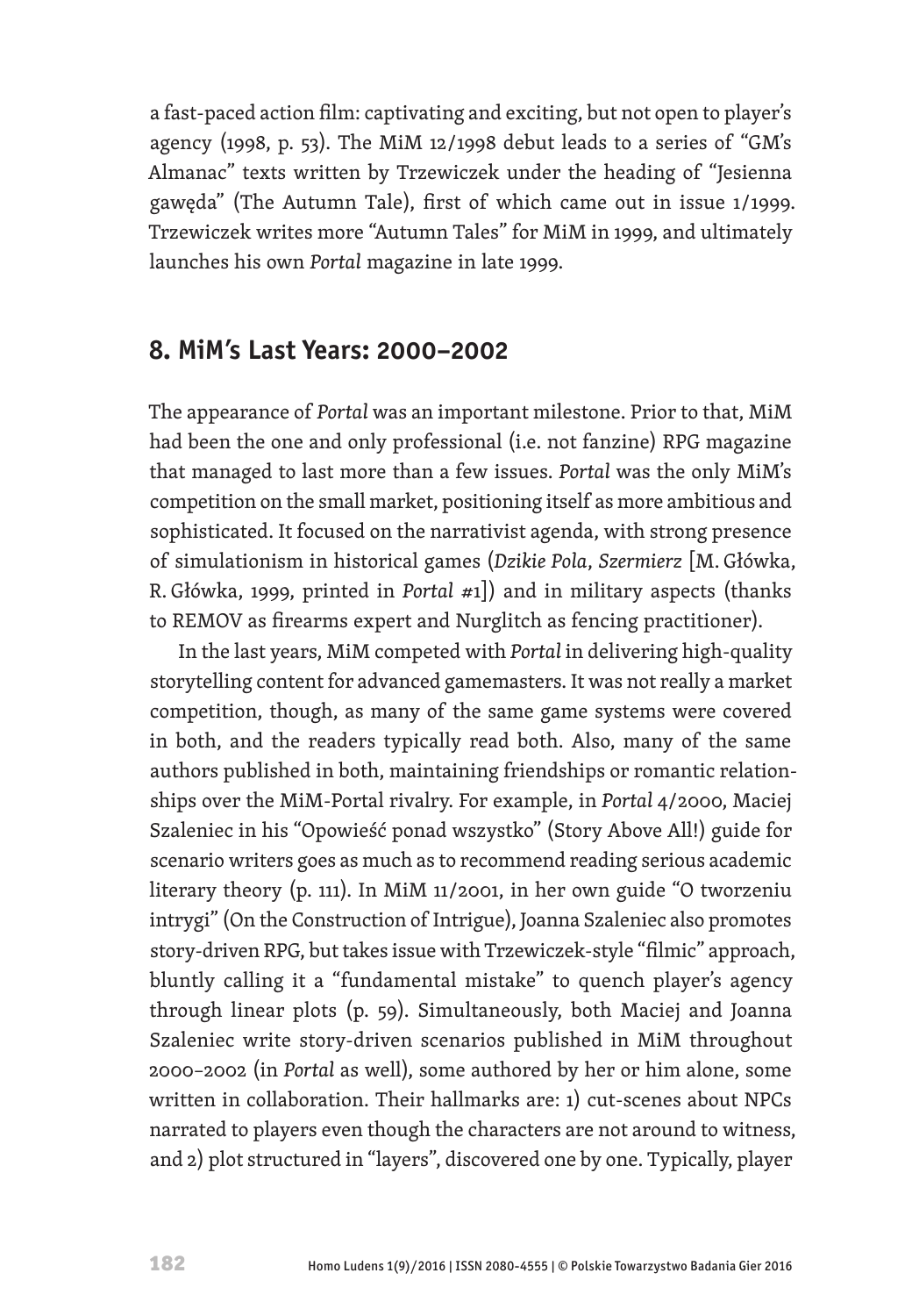a fast-paced action film: captivating and exciting, but not open to player's agency (1998, p. 53). The MiM 12/1998 debut leads to a series of "GM's Almanac" texts written by Trzewiczek under the heading of "Jesienna gawęda" (The Autumn Tale), first of which came out in issue 1/1999. Trzewiczek writes more "Autumn Tales" for MiM in 1999, and ultimately launches his own *Portal* magazine in late 1999.

## 8. MiM's Last Years: 2000–2002

The appearance of *Portal* was an important milestone. Prior to that, MiM had been the one and only professional (i.e. not fanzine) RPG magazine that managed to last more than a few issues. *Portal* was the only MiM's competition on the small market, positioning itself as more ambitious and sophisticated. It focused on the narrativist agenda, with strong presence of simulationism in historical games (*Dzikie Pola*, *Szermierz* [M. Główka, R. Główka, 1999, printed in *Portal* #1]) and in military aspects (thanks to REMOV as firearms expert and Nurglitch as fencing practitioner).

In the last years, MiM competed with *Portal* in delivering high-quality storytelling content for advanced gamemasters. It was not really a market competition, though, as many of the same game systems were covered in both, and the readers typically read both. Also, many of the same authors published in both, maintaining friendships or romantic relationships over the MiM-Portal rivalry. For example, in *Portal* 4/2000, Maciej Szaleniec in his "Opowieść ponad wszystko" (Story Above All!) guide for scenario writers goes as much as to recommend reading serious academic literary theory (p. 111). In MiM 11/2001, in her own guide "O tworzeniu intrygi" (On the Construction of Intrigue), Joanna Szaleniec also promotes story-driven RPG, but takes issue with Trzewiczek-style "filmic" approach, bluntly calling it a "fundamental mistake" to quench player's agency through linear plots (p. 59). Simultaneously, both Maciej and Joanna Szaleniec write story-driven scenarios published in MiM throughout 2000–2002 (in *Portal* as well), some authored by her or him alone, some written in collaboration. Their hallmarks are: 1) cut-scenes about NPCs narrated to players even though the characters are not around to witness, and 2) plot structured in "layers", discovered one by one. Typically, player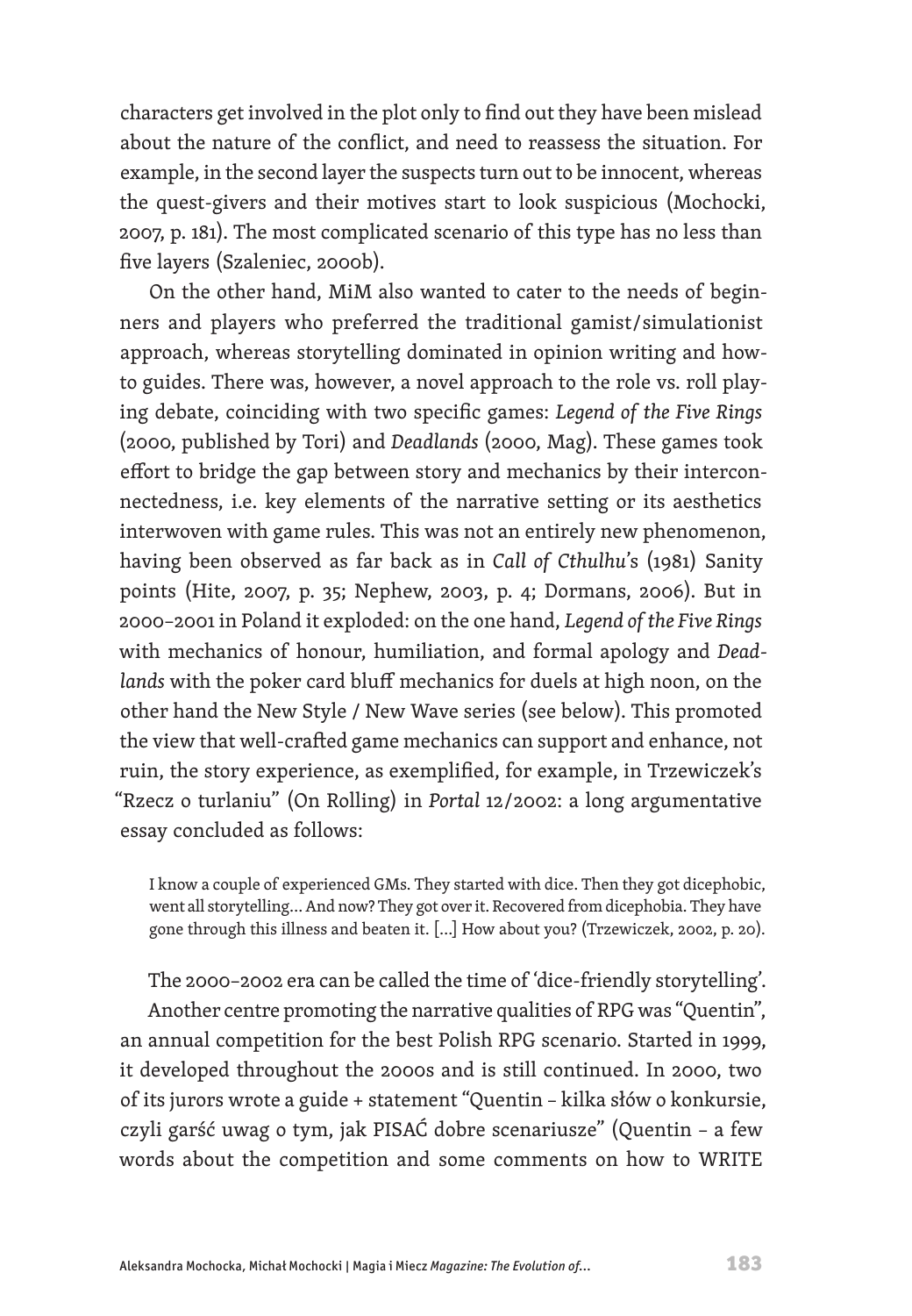characters get involved in the plot only to find out they have been mislead about the nature of the conflict, and need to reassess the situation. For example, in the second layer the suspects turn out to be innocent, whereas the quest-givers and their motives start to look suspicious (Mochocki, 2007, p. 181). The most complicated scenario of this type has no less than five layers (Szaleniec, 2000b).

On the other hand, MiM also wanted to cater to the needs of beginners and players who preferred the traditional gamist/simulationist approach, whereas storytelling dominated in opinion writing and how-to guides. There was, however, a novel approach to the role vs. roll playing debate, coinciding with two specific games: *Legend of the Five Rings* (2000, published by Tori) and *Deadlands* (2000, Mag). These games took effort to bridge the gap between story and mechanics by their interconnectedness, i.e. key elements of the narrative setting or its aesthetics interwoven with game rules. This was not an entirely new phenomenon, having been observed as far back as in *Call of Cthulhu*'s (1981) Sanity points (Hite, 2007, p. 35; Nephew, 2003, p. 4; Dormans, 2006). But in 2000–2001 in Poland it exploded: on the one hand, *Legend of the Five Rings* with mechanics of honour, humiliation, and formal apology and *Deadlands* with the poker card bluff mechanics for duels at high noon, on the other hand the New Style / New Wave series (see below). This promoted the view that well-crafted game mechanics can support and enhance, not ruin, the story experience, as exemplified, for example, in Trzewiczek's "Rzecz o turlaniu" (On Rolling) in *Portal* 12/2002: a long argumentative essay concluded as follows:

> I know a couple of experienced GMs. They started with dice. Then they got dicephobic, went all storytelling… And now? They got over it. Recovered from dicephobia. They have gone through this illness and beaten it. […] How about you? (Trzewiczek, 2002, p. 20).

The 2000–2002 era can be called the time of 'dice-friendly storytelling'.

Another centre promoting the narrative qualities of RPG was "Quentin", an annual competition for the best Polish RPG scenario. Started in 1999, it developed throughout the 2000s and is still continued. In 2000, two of its jurors wrote a guide + statement "Quentin – kilka słów o konkursie, czyli garść uwag o tym, jak PISAĆ dobre scenariusze" (Quentin – a few words about the competition and some comments on how to WRITE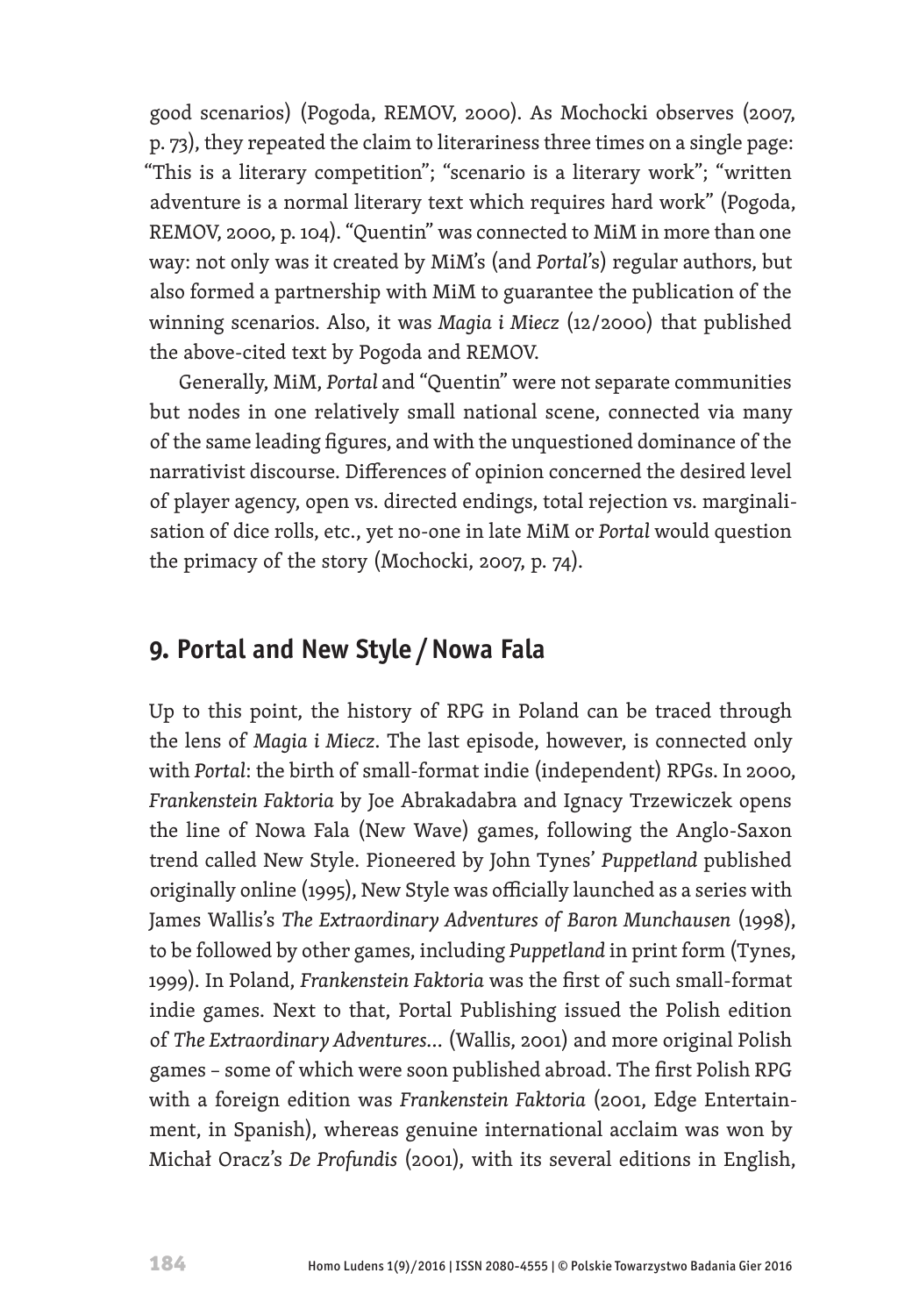good scenarios) (Pogoda, REMOV, 2000). As Mochocki observes (2007, p. 73), they repeated the claim to literariness three times on a single page: "This is a literary competition"; "scenario is a literary work"; "written adventure is a normal literary text which requires hard work" (Pogoda, REMOV, 2000, p. 104). "Quentin" was connected to MiM in more than one way: not only was it created by MiM's (and *Portal*'s) regular authors, but also formed a partnership with MiM to guarantee the publication of the winning scenarios. Also, it was *Magia i Miecz* (12/2000) that published the above-cited text by Pogoda and REMOV.

Generally, MiM, *Portal* and "Quentin" were not separate communities but nodes in one relatively small national scene, connected via many of the same leading figures, and with the unquestioned dominance of the narrativist discourse. Differences of opinion concerned the desired level of player agency, open vs. directed endings, total rejection vs. marginalisation of dice rolls, etc., yet no-one in late MiM or *Portal* would question the primacy of the story (Mochocki, 2007, p. 74).

## 9. Portal and New Style / Nowa Fala

Up to this point, the history of RPG in Poland can be traced through the lens of *Magia i Miecz*. The last episode, however, is connected only with *Portal*: the birth of small-format indie (independent) RPGs. In 2000, *Frankenstein Faktoria* by Joe Abrakadabra and Ignacy Trzewiczek opens the line of Nowa Fala (New Wave) games, following the Anglo-Saxon trend called New Style. Pioneered by John Tynes' *Puppetland* published originally online (1995), New Style was officially launched as a series with James Wallis's *The Extraordinary Adventures of Baron Munchausen* (1998), to be followed by other games, including *Puppetland* in print form (Tynes, 1999). In Poland, *Frankenstein Faktoria* was the first of such small-format indie games. Next to that, Portal Publishing issued the Polish edition of *The Extraordinary Adventures...* (Wallis, 2001) and more original Polish games – some of which were soon published abroad. The first Polish RPG with a foreign edition was *Frankenstein Faktoria* (2001, Edge Entertainment, in Spanish), whereas genuine international acclaim was won by Michał Oracz's *De Profundis* (2001), with its several editions in English,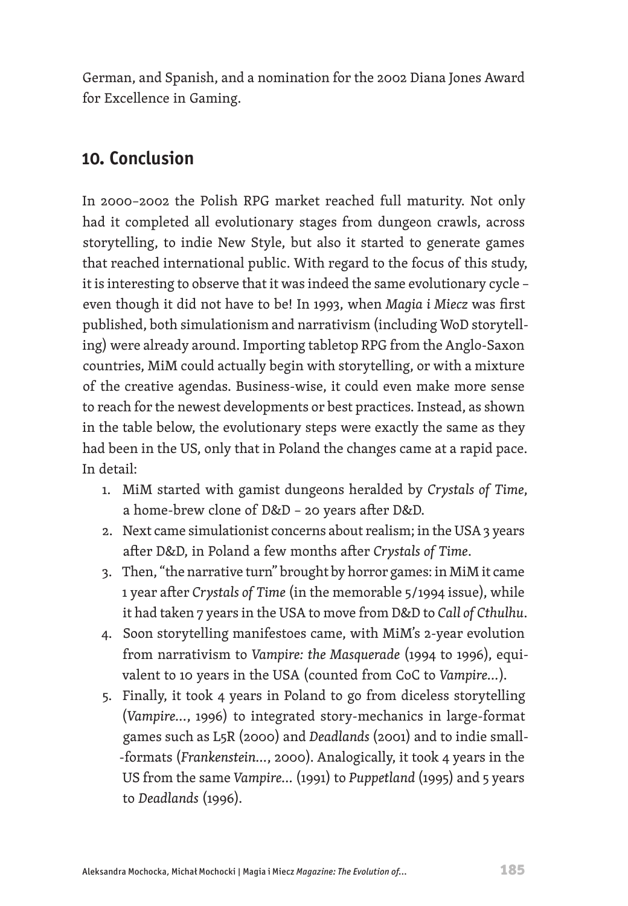German, and Spanish, and a nomination for the 2002 Diana Jones Award for Excellence in Gaming.

## 10. Conclusion

In 2000–2002 the Polish RPG market reached full maturity. Not only had it completed all evolutionary stages from dungeon crawls, across storytelling, to indie New Style, but also it started to generate games that reached international public. With regard to the focus of this study, it is interesting to observe that it was indeed the same evolutionary cycle – even though it did not have to be! In 1993, when *Magia i Miecz* was first published, both simulationism and narrativism (including WoD storytelling) were already around. Importing tabletop RPG from the Anglo-Saxon countries, MiM could actually begin with storytelling, or with a mixture of the creative agendas. Business-wise, it could even make more sense to reach for the newest developments or best practices. Instead, as shown in the table below, the evolutionary steps were exactly the same as they had been in the US, only that in Poland the changes came at a rapid pace. In detail:

1. MiM started with gamist dungeons heralded by *Crystals of Time*, a home-brew clone of D&D – 20 years after D&D.
2. Next came simulationist concerns about realism; in the USA 3 years after D&D, in Poland a few months after *Crystals of Time*.
3. Then, "the narrative turn" brought by horror games: in MiM it came 1 year after *Crystals of Time* (in the memorable 5/1994 issue), while it had taken 7 years in the USA to move from D&D to *Call of Cthulhu*.
4. Soon storytelling manifestoes came, with MiM's 2-year evolution from narrativism to *Vampire: the Masquerade* (1994 to 1996), equivalent to 10 years in the USA (counted from CoC to *Vampire...*).
5. Finally, it took 4 years in Poland to go from diceless storytelling (*Vampire...*, 1996) to integrated story-mechanics in large-format games such as L5R (2000) and *Deadlands* (2001) and to indie small-formats (*Frankenstein...*, 2000). Analogically, it took 4 years in the US from the same *Vampire...* (1991) to *Puppetland* (1995) and 5 years to *Deadlands* (1996).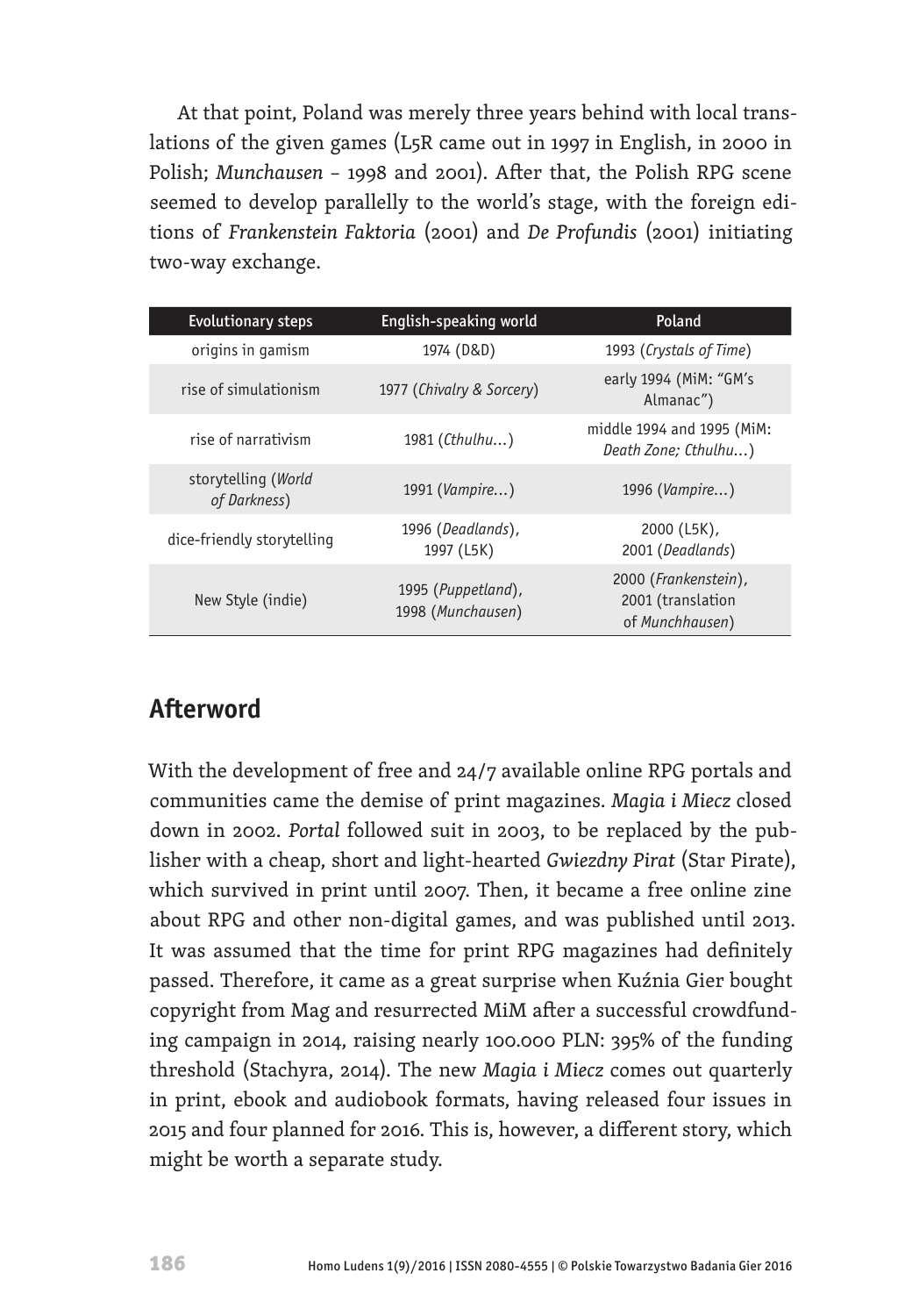At that point, Poland was merely three years behind with local translations of the given games (L5R came out in 1997 in English, in 2000 in Polish; *Munchausen* – 1998 and 2001). After that, the Polish RPG scene seemed to develop parallelly to the world's stage, with the foreign editions of *Frankenstein Faktoria* (2001) and *De Profundis* (2001) initiating two-way exchange.

| Evolutionary steps | English-speaking world | Poland |
|---|---|---|
| origins in gamism | 1974 (D&D) | 1993 (*Crystals of Time*) |
| rise of simulationism | 1977 (*Chivalry & Sorcery*) | early 1994 (MiM: "GM's Almanac") |
| rise of narrativism | 1981 (*Cthulhu*...) | middle 1994 and 1995 (MiM: *Death Zone; Cthulhu*...) |
| storytelling (*World of Darkness*) | 1991 (*Vampire*...) | 1996 (*Vampire*...) |
| dice-friendly storytelling | 1996 (*Deadlands*), 1997 (L5K) | 2000 (L5K), 2001 (*Deadlands*) |
| New Style (indie) | 1995 (*Puppetland*), 1998 (*Munchausen*) | 2000 (*Frankenstein*), 2001 (translation of *Munchhausen*) |

## Afterword

With the development of free and 24/7 available online RPG portals and communities came the demise of print magazines. *Magia i Miecz* closed down in 2002. *Portal* followed suit in 2003, to be replaced by the publisher with a cheap, short and light-hearted *Gwiezdny Pirat* (Star Pirate), which survived in print until 2007. Then, it became a free online zine about RPG and other non-digital games, and was published until 2013. It was assumed that the time for print RPG magazines had definitely passed. Therefore, it came as a great surprise when Kuźnia Gier bought copyright from Mag and resurrected MiM after a successful crowdfunding campaign in 2014, raising nearly 100.000 PLN: 395% of the funding threshold (Stachyra, 2014). The new *Magia i Miecz* comes out quarterly in print, ebook and audiobook formats, having released four issues in 2015 and four planned for 2016. This is, however, a different story, which might be worth a separate study.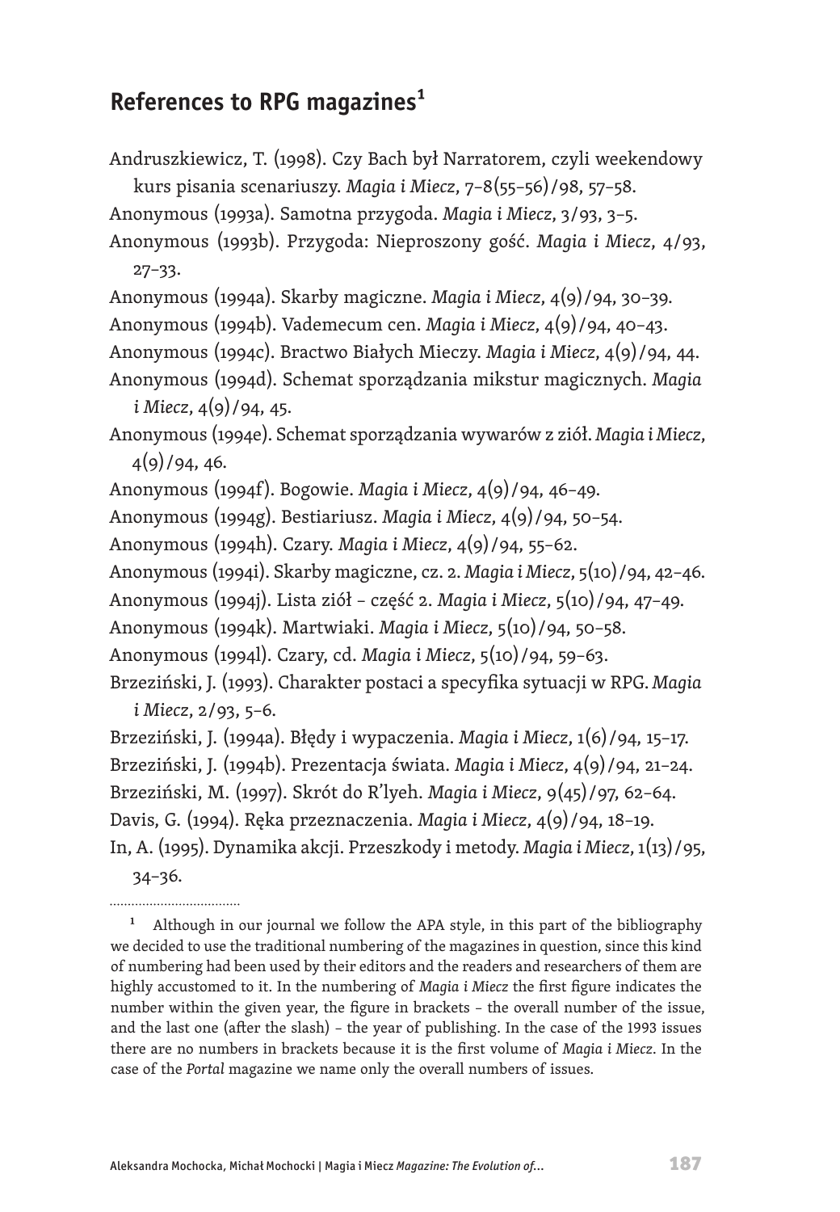## References to RPG magazines[1]

Andruszkiewicz, T. (1998). Czy Bach był Narratorem, czyli weekendowy kurs pisania scenariuszy. *Magia i Miecz*, 7–8(55–56)/98, 57–58.

Anonymous (1993a). Samotna przygoda. *Magia i Miecz*, 3/93, 3–5.

Anonymous (1993b). Przygoda: Nieproszony gość. *Magia i Miecz*, 4/93, 27–33.

Anonymous (1994a). Skarby magiczne. *Magia i Miecz*, 4(9)/94, 30–39.

Anonymous (1994b). Vademecum cen. *Magia i Miecz*, 4(9)/94, 40–43.

Anonymous (1994c). Bractwo Białych Mieczy. *Magia i Miecz*, 4(9)/94, 44.

Anonymous (1994d). Schemat sporządzania mikstur magicznych. *Magia i Miecz*, 4(9)/94, 45.

Anonymous (1994e). Schemat sporządzania wywarów z ziół. *Magia i Miecz*, 4(9)/94, 46.

Anonymous (1994f). Bogowie. *Magia i Miecz*, 4(9)/94, 46–49.

Anonymous (1994g). Bestiariusz. *Magia i Miecz*, 4(9)/94, 50–54.

Anonymous (1994h). Czary. *Magia i Miecz*, 4(9)/94, 55–62.

Anonymous (1994i). Skarby magiczne, cz. 2. *Magia i Miecz*, 5(10)/94, 42–46.

Anonymous (1994j). Lista ziół – część 2. *Magia i Miecz*, 5(10)/94, 47–49.

Anonymous (1994k). Martwiaki. *Magia i Miecz*, 5(10)/94, 50–58.

Anonymous (1994l). Czary, cd. *Magia i Miecz*, 5(10)/94, 59–63.

Brzeziński, J. (1993). Charakter postaci a specyfika sytuacji w RPG. *Magia i Miecz*, 2/93, 5–6.

Brzeziński, J. (1994a). Błędy i wypaczenia. *Magia i Miecz*, 1(6)/94, 15–17.

Brzeziński, J. (1994b). Prezentacja świata. *Magia i Miecz*, 4(9)/94, 21–24.

Brzeziński, M. (1997). Skrót do R'lyeh. *Magia i Miecz*, 9(45)/97, 62–64.

Davis, G. (1994). Ręka przeznaczenia. *Magia i Miecz*, 4(9)/94, 18–19.

In, A. (1995). Dynamika akcji. Przeszkody i metody. *Magia i Miecz*, 1(13)/95, 34–36.

---

[1] Although in our journal we follow the APA style, in this part of the bibliography we decided to use the traditional numbering of the magazines in question, since this kind of numbering had been used by their editors and the readers and researchers of them are highly accustomed to it. In the numbering of *Magia i Miecz* the first figure indicates the number within the given year, the figure in brackets – the overall number of the issue, and the last one (after the slash) – the year of publishing. In the case of the 1993 issues there are no numbers in brackets because it is the first volume of *Magia i Miecz*. In the case of the *Portal* magazine we name only the overall numbers of issues.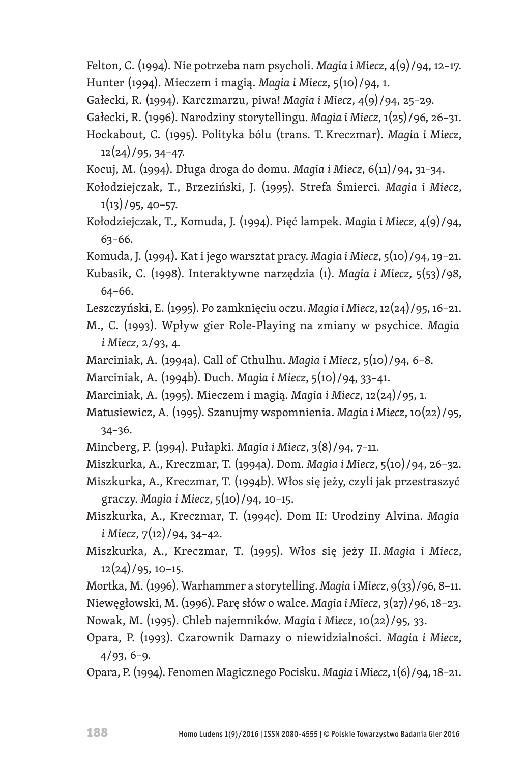Felton, C. (1994). Nie potrzeba nam psycholi. *Magia i Miecz*, 4(9)/94, 12–17.

Hunter (1994). Mieczem i magią. *Magia i Miecz*, 5(10)/94, 1.

Gałecki, R. (1994). Karczmarzu, piwa! *Magia i Miecz*, 4(9)/94, 25–29.

Gałecki, R. (1996). Narodziny storytellingu. *Magia i Miecz*, 1(25)/96, 26–31.

Hockabout, C. (1995). Polityka bólu (trans. T. Kreczmar). *Magia i Miecz*, 12(24)/95, 34–47.

Kocuj, M. (1994). Długa droga do domu. *Magia i Miecz*, 6(11)/94, 31–34.

Kołodziejczak, T., Brzeziński, J. (1995). Strefa Śmierci. *Magia i Miecz*, 1(13)/95, 40–57.

Kołodziejczak, T., Komuda, J. (1994). Pięć lampek. *Magia i Miecz*, 4(9)/94, 63–66.

Komuda, J. (1994). Kat i jego warsztat pracy. *Magia i Miecz*, 5(10)/94, 19–21.

Kubasik, C. (1998). Interaktywne narzędzia (1). *Magia i Miecz*, 5(53)/98, 64–66.

Leszczyński, E. (1995). Po zamknięciu oczu. *Magia i Miecz*, 12(24)/95, 16–21.

M., C. (1993). Wpływ gier Role-Playing na zmiany w psychice. *Magia i Miecz*, 2/93, 4.

Marciniak, A. (1994a). Call of Cthulhu. *Magia i Miecz*, 5(10)/94, 6–8.

Marciniak, A. (1994b). Duch. *Magia i Miecz*, 5(10)/94, 33–41.

Marciniak, A. (1995). Mieczem i magią. *Magia i Miecz*, 12(24)/95, 1.

Matusiewicz, A. (1995). Szanujmy wspomnienia. *Magia i Miecz*, 10(22)/95, 34–36.

Mincberg, P. (1994). Pułapki. *Magia i Miecz*, 3(8)/94, 7–11.

Miszkurka, A., Kreczmar, T. (1994a). Dom. *Magia i Miecz*, 5(10)/94, 26–32.

Miszkurka, A., Kreczmar, T. (1994b). Włos się jeży, czyli jak przestraszyć graczy. *Magia i Miecz*, 5(10)/94, 10–15.

Miszkurka, A., Kreczmar, T. (1994c). Dom II: Urodziny Alvina. *Magia i Miecz*, 7(12)/94, 34–42.

Miszkurka, A., Kreczmar, T. (1995). Włos się jeży II. *Magia i Miecz*, 12(24)/95, 10–15.

Mortka, M. (1996). Warhammer a storytelling. *Magia i Miecz*, 9(33)/96, 8–11.

Niewęgłowski, M. (1996). Parę słów o walce. *Magia i Miecz*, 3(27)/96, 18–23.

Nowak, M. (1995). Chleb najemników. *Magia i Miecz*, 10(22)/95, 33.

Opara, P. (1993). Czarownik Damazy o niewidzialności. *Magia i Miecz*, 4/93, 6–9.

Opara, P. (1994). Fenomen Magicznego Pocisku. *Magia i Miecz*, 1(6)/94, 18–21.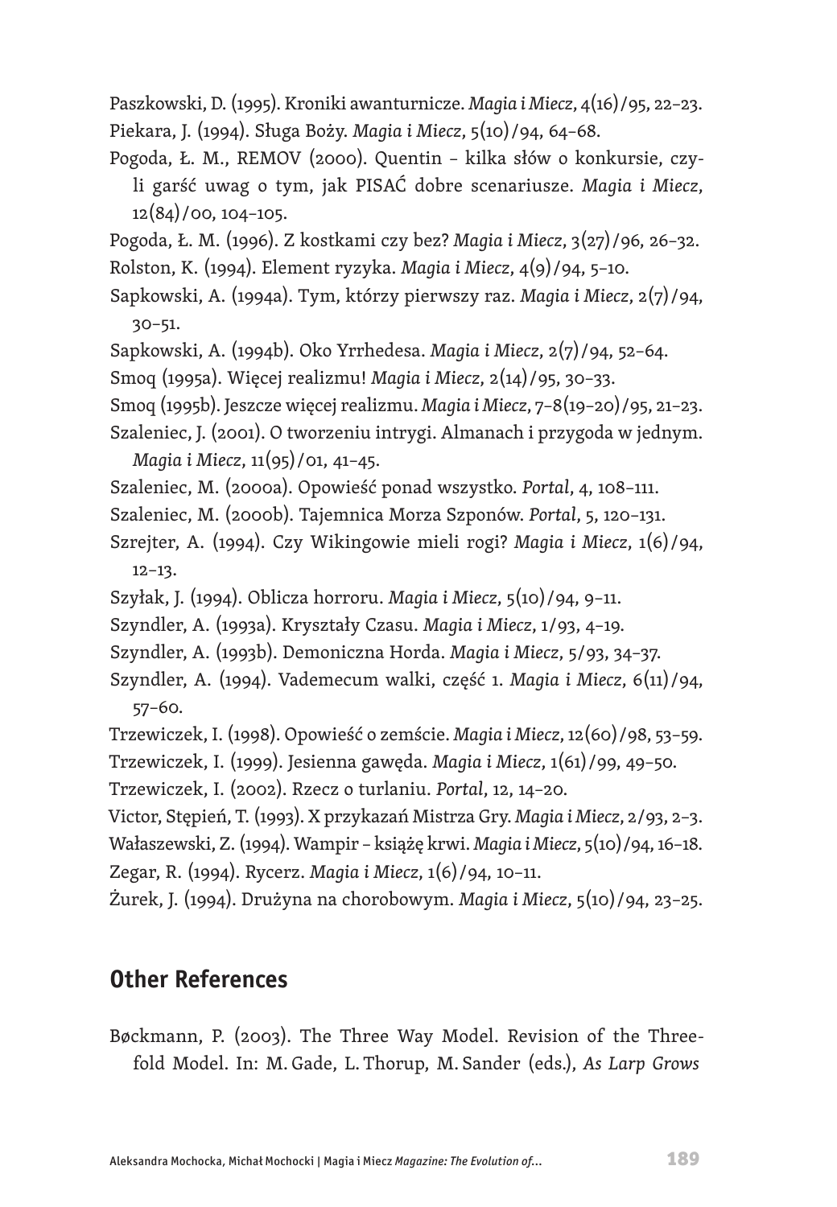Paszkowski, D. (1995). Kroniki awanturnicze. *Magia i Miecz*, 4(16)/95, 22–23.

Piekara, J. (1994). Sługa Boży. *Magia i Miecz*, 5(10)/94, 64–68.

Pogoda, Ł. M., REMOV (2000). Quentin – kilka słów o konkursie, czyli garść uwag o tym, jak PISAĆ dobre scenariusze. *Magia i Miecz*, 12(84)/00, 104–105.

Pogoda, Ł. M. (1996). Z kostkami czy bez? *Magia i Miecz*, 3(27)/96, 26–32.

Rolston, K. (1994). Element ryzyka. *Magia i Miecz*, 4(9)/94, 5–10.

Sapkowski, A. (1994a). Tym, którzy pierwszy raz. *Magia i Miecz*, 2(7)/94, 30–51.

Sapkowski, A. (1994b). Oko Yrrhedesa. *Magia i Miecz*, 2(7)/94, 52–64.

Smoq (1995a). Więcej realizmu! *Magia i Miecz*, 2(14)/95, 30–33.

Smoq (1995b). Jeszcze więcej realizmu. *Magia i Miecz*, 7–8(19–20)/95, 21–23.

Szaleniec, J. (2001). O tworzeniu intrygi. Almanach i przygoda w jednym. *Magia i Miecz*, 11(95)/01, 41–45.

Szaleniec, M. (2000a). Opowieść ponad wszystko. *Portal*, 4, 108–111.

Szaleniec, M. (2000b). Tajemnica Morza Szponów. *Portal*, 5, 120–131.

Szrejter, A. (1994). Czy Wikingowie mieli rogi? *Magia i Miecz*, 1(6)/94, 12–13.

Szyłak, J. (1994). Oblicza horroru. *Magia i Miecz*, 5(10)/94, 9–11.

Szyndler, A. (1993a). Kryształy Czasu. *Magia i Miecz*, 1/93, 4–19.

Szyndler, A. (1993b). Demoniczna Horda. *Magia i Miecz*, 5/93, 34–37.

Szyndler, A. (1994). Vademecum walki, część 1. *Magia i Miecz*, 6(11)/94, 57–60.

Trzewiczek, I. (1998). Opowieść o zemście. *Magia i Miecz*, 12(60)/98, 53–59.

Trzewiczek, I. (1999). Jesienna gawęda. *Magia i Miecz*, 1(61)/99, 49–50.

Trzewiczek, I. (2002). Rzecz o turlaniu. *Portal*, 12, 14–20.

Victor, Stępień, T. (1993). X przykazań Mistrza Gry. *Magia i Miecz*, 2/93, 2–3.

Wałaszewski, Z. (1994). Wampir – książę krwi. *Magia i Miecz*, 5(10)/94, 16–18.

Zegar, R. (1994). Rycerz. *Magia i Miecz*, 1(6)/94, 10–11.

Żurek, J. (1994). Drużyna na chorobowym. *Magia i Miecz*, 5(10)/94, 23–25.

## Other References

Bøckmann, P. (2003). The Three Way Model. Revision of the Threefold Model. In: M. Gade, L. Thorup, M. Sander (eds.), *As Larp Grows*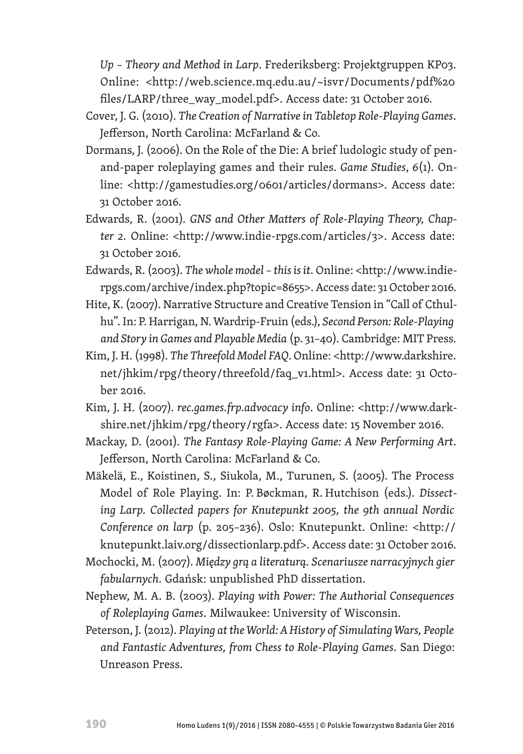*Up – Theory and Method in Larp*. Frederiksberg: Projektgruppen KP03. Online: <http://web.science.mq.edu.au/~isvr/Documents/pdf%20 files/LARP/three_way_model.pdf>. Access date: 31 October 2016.

Cover, J. G. (2010). *The Creation of Narrative in Tabletop Role-Playing Games*. Jefferson, North Carolina: McFarland & Co.

Dormans, J. (2006). On the Role of the Die: A brief ludologic study of pen-and-paper roleplaying games and their rules. *Game Studies*, *6*(1). Online: <http://gamestudies.org/0601/articles/dormans>. Access date: 31 October 2016.

Edwards, R. (2001). *GNS and Other Matters of Role-Playing Theory, Chapter 2*. Online: <http://www.indie-rpgs.com/articles/3>. Access date: 31 October 2016.

Edwards, R. (2003). *The whole model – this is it*. Online: <http://www.indie-rpgs.com/archive/index.php?topic=8655>. Access date: 31 October 2016.

Hite, K. (2007). Narrative Structure and Creative Tension in "Call of Cthulhu". In: P. Harrigan, N. Wardrip-Fruin (eds.), *Second Person: Role-Playing and Story in Games and Playable Media* (p. 31–40). Cambridge: MIT Press.

Kim, J. H. (1998). *The Threefold Model FAQ*. Online: <http://www.darkshire.net/jhkim/rpg/theory/threefold/faq_v1.html>. Access date: 31 October 2016.

Kim, J. H. (2007). *rec.games.frp.advocacy info*. Online: <http://www.darkshire.net/jhkim/rpg/theory/rgfa>. Access date: 15 November 2016.

Mackay, D. (2001). *The Fantasy Role-Playing Game: A New Performing Art*. Jefferson, North Carolina: McFarland & Co.

Mäkelä, E., Koistinen, S., Siukola, M., Turunen, S. (2005). The Process Model of Role Playing. In: P. Bøckman, R. Hutchison (eds.). *Dissecting Larp. Collected papers for Knutepunkt 2005, the 9th annual Nordic Conference on larp* (p. 205–236). Oslo: Knutepunkt. Online: <http://knutepunkt.laiv.org/dissectionlarp.pdf>. Access date: 31 October 2016.

Mochocki, M. (2007). *Między grą a literaturą. Scenariusze narracyjnych gier fabularnych*. Gdańsk: unpublished PhD dissertation.

Nephew, M. A. B. (2003). *Playing with Power: The Authorial Consequences of Roleplaying Games*. Milwaukee: University of Wisconsin.

Peterson, J. (2012). *Playing at the World: A History of Simulating Wars, People and Fantastic Adventures, from Chess to Role-Playing Games*. San Diego: Unreason Press.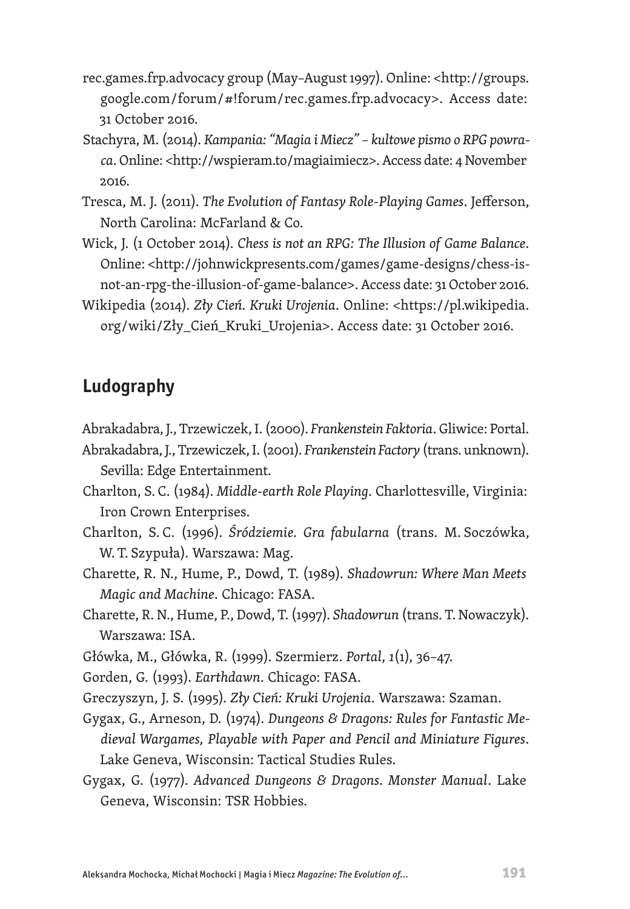rec.games.frp.advocacy group (May–August 1997). Online: <http://groups.google.com/forum/#!forum/rec.games.frp.advocacy>. Access date: 31 October 2016.

Stachyra, M. (2014). *Kampania: "Magia i Miecz" – kultowe pismo o RPG powraca*. Online: <http://wspieram.to/magiaimiecz>. Access date: 4 November 2016.

Tresca, M. J. (2011). *The Evolution of Fantasy Role-Playing Games*. Jefferson, North Carolina: McFarland & Co.

Wick, J. (1 October 2014). *Chess is not an RPG: The Illusion of Game Balance*. Online: <http://johnwickpresents.com/games/game-designs/chess-is-not-an-rpg-the-illusion-of-game-balance>. Access date: 31 October 2016.

Wikipedia (2014). *Zły Cień. Kruki Urojenia*. Online: <https://pl.wikipedia.org/wiki/Zły_Cień_Kruki_Urojenia>. Access date: 31 October 2016.

## Ludography

Abrakadabra, J., Trzewiczek, I. (2000). *Frankenstein Faktoria*. Gliwice: Portal.

Abrakadabra, J., Trzewiczek, I. (2001). *Frankenstein Factory* (trans. unknown). Sevilla: Edge Entertainment.

Charlton, S. C. (1984). *Middle-earth Role Playing*. Charlottesville, Virginia: Iron Crown Enterprises.

Charlton, S. C. (1996). *Śródziemie. Gra fabularna* (trans. M. Soczówka, W. T. Szypuła). Warszawa: Mag.

Charette, R. N., Hume, P., Dowd, T. (1989). *Shadowrun: Where Man Meets Magic and Machine*. Chicago: FASA.

Charette, R. N., Hume, P., Dowd, T. (1997). *Shadowrun* (trans. T. Nowaczyk). Warszawa: ISA.

Główka, M., Główka, R. (1999). Szermierz. *Portal*, *1*(1), 36–47.

Gorden, G. (1993). *Earthdawn*. Chicago: FASA.

Greczyszyn, J. S. (1995). *Zły Cień: Kruki Urojenia*. Warszawa: Szaman.

Gygax, G., Arneson, D. (1974). *Dungeons & Dragons: Rules for Fantastic Medieval Wargames, Playable with Paper and Pencil and Miniature Figures*. Lake Geneva, Wisconsin: Tactical Studies Rules.

Gygax, G. (1977). *Advanced Dungeons & Dragons. Monster Manual*. Lake Geneva, Wisconsin: TSR Hobbies.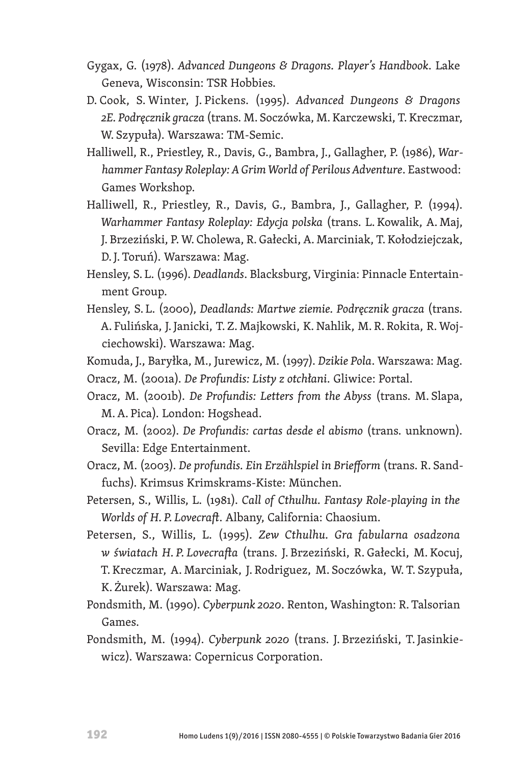Gygax, G. (1978). *Advanced Dungeons & Dragons. Player's Handbook*. Lake Geneva, Wisconsin: TSR Hobbies.

D. Cook, S. Winter, J. Pickens. (1995). *Advanced Dungeons & Dragons 2E. Podręcznik gracza* (trans. M. Soczówka, M. Karczewski, T. Kreczmar, W. Szypuła). Warszawa: TM-Semic.

Halliwell, R., Priestley, R., Davis, G., Bambra, J., Gallagher, P. (1986), *Warhammer Fantasy Roleplay: A Grim World of Perilous Adventure*. Eastwood: Games Workshop.

Halliwell, R., Priestley, R., Davis, G., Bambra, J., Gallagher, P. (1994). *Warhammer Fantasy Roleplay: Edycja polska* (trans. L. Kowalik, A. Maj, J. Brzeziński, P. W. Cholewa, R. Gałecki, A. Marciniak, T. Kołodziejczak, D. J. Toruń). Warszawa: Mag.

Hensley, S. L. (1996). *Deadlands*. Blacksburg, Virginia: Pinnacle Entertainment Group.

Hensley, S. L. (2000), *Deadlands: Martwe ziemie. Podręcznik gracza* (trans. A. Fulińska, J. Janicki, T. Z. Majkowski, K. Nahlik, M. R. Rokita, R. Wojciechowski). Warszawa: Mag.

Komuda, J., Baryłka, M., Jurewicz, M. (1997). *Dzikie Pola*. Warszawa: Mag.

Oracz, M. (2001a). *De Profundis: Listy z otchłani*. Gliwice: Portal.

Oracz, M. (2001b). *De Profundis: Letters from the Abyss* (trans. M. Slapa, M. A. Pica). London: Hogshead.

Oracz, M. (2002). *De Profundis: cartas desde el abismo* (trans. unknown). Sevilla: Edge Entertainment.

Oracz, M. (2003). *De profundis. Ein Erzählspiel in Briefform* (trans. R. Sandfuchs). Krimsus Krimskrams-Kiste: München.

Petersen, S., Willis, L. (1981). *Call of Cthulhu. Fantasy Role-playing in the Worlds of H. P. Lovecraft*. Albany, California: Chaosium.

Petersen, S., Willis, L. (1995). *Zew Cthulhu. Gra fabularna osadzona w światach H. P. Lovecrafta* (trans. J. Brzeziński, R. Gałecki, M. Kocuj, T. Kreczmar, A. Marciniak, J. Rodriguez, M. Soczówka, W. T. Szypuła, K. Żurek). Warszawa: Mag.

Pondsmith, M. (1990). *Cyberpunk 2020*. Renton, Washington: R. Talsorian Games.

Pondsmith, M. (1994). *Cyberpunk 2020* (trans. J. Brzeziński, T. Jasinkiewicz). Warszawa: Copernicus Corporation.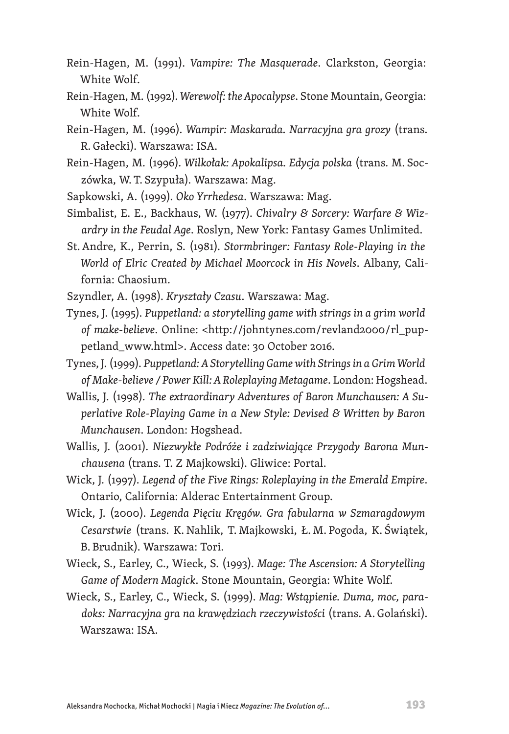Rein-Hagen, M. (1991). *Vampire: The Masquerade*. Clarkston, Georgia: White Wolf.

Rein-Hagen, M. (1992). *Werewolf: the Apocalypse*. Stone Mountain, Georgia: White Wolf.

Rein-Hagen, M. (1996). *Wampir: Maskarada. Narracyjna gra grozy* (trans. R. Gałecki). Warszawa: ISA.

Rein-Hagen, M. (1996). *Wilkołak: Apokalipsa. Edycja polska* (trans. M. Soczówka, W. T. Szypuła). Warszawa: Mag.

Sapkowski, A. (1999). *Oko Yrrhedesa*. Warszawa: Mag.

Simbalist, E. E., Backhaus, W. (1977). *Chivalry & Sorcery: Warfare & Wizardry in the Feudal Age*. Roslyn, New York: Fantasy Games Unlimited.

St. Andre, K., Perrin, S. (1981). *Stormbringer: Fantasy Role-Playing in the World of Elric Created by Michael Moorcock in His Novels*. Albany, California: Chaosium.

Szyndler, A. (1998). *Kryształy Czasu*. Warszawa: Mag.

Tynes, J. (1995). *Puppetland: a storytelling game with strings in a grim world of make-believe*. Online: <http://johntynes.com/revland2000/rl_puppetland_www.html>. Access date: 30 October 2016.

Tynes, J. (1999). *Puppetland: A Storytelling Game with Strings in a Grim World of Make-believe / Power Kill: A Roleplaying Metagame*. London: Hogshead.

Wallis, J. (1998). *The extraordinary Adventures of Baron Munchausen: A Superlative Role-Playing Game in a New Style: Devised & Written by Baron Munchausen*. London: Hogshead.

Wallis, J. (2001). *Niezwykłe Podróże i zadziwiające Przygody Barona Munchausena* (trans. T. Z Majkowski). Gliwice: Portal.

Wick, J. (1997). *Legend of the Five Rings: Roleplaying in the Emerald Empire*. Ontario, California: Alderac Entertainment Group.

Wick, J. (2000). *Legenda Pięciu Kręgów. Gra fabularna w Szmaragdowym Cesarstwie* (trans. K. Nahlik, T. Majkowski, Ł. M. Pogoda, K. Świątek, B. Brudnik). Warszawa: Tori.

Wieck, S., Earley, C., Wieck, S. (1993). *Mage: The Ascension: A Storytelling Game of Modern Magick*. Stone Mountain, Georgia: White Wolf.

Wieck, S., Earley, C., Wieck, S. (1999). *Mag: Wstąpienie. Duma, moc, paradoks: Narracyjna gra na krawędziach rzeczywistości* (trans. A. Golański). Warszawa: ISA.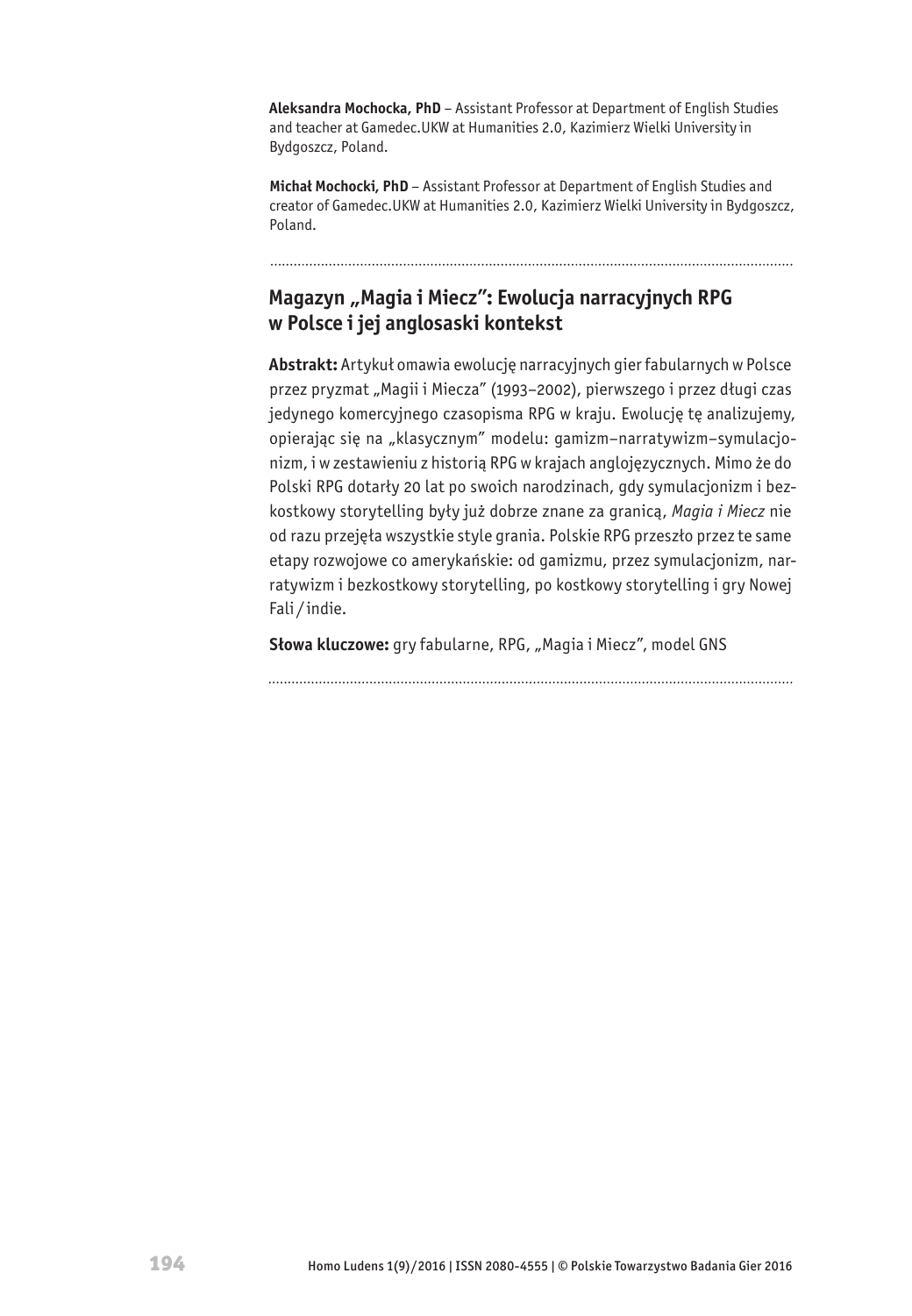**Aleksandra Mochocka, PhD** – Assistant Professor at Department of English Studies and teacher at Gamedec.UKW at Humanities 2.0, Kazimierz Wielki University in Bydgoszcz, Poland.

**Michał Mochocki, PhD** – Assistant Professor at Department of English Studies and creator of Gamedec.UKW at Humanities 2.0, Kazimierz Wielki University in Bydgoszcz, Poland.

---

## Magazyn „Magia i Miecz": Ewolucja narracyjnych RPG w Polsce i jej anglosaski kontekst

**Abstrakt:** Artykuł omawia ewolucję narracyjnych gier fabularnych w Polsce przez pryzmat „Magii i Miecza" (1993–2002), pierwszego i przez długi czas jedynego komercyjnego czasopisma RPG w kraju. Ewolucję tę analizujemy, opierając się na „klasycznym" modelu: gamizm–narratywizm–symulacjonizm, i w zestawieniu z historią RPG w krajach anglojęzycznych. Mimo że do Polski RPG dotarły 20 lat po swoich narodzinach, gdy symulacjonizm i bezkostkowy storytelling były już dobrze znane za granicą, *Magia i Miecz* nie od razu przejęła wszystkie style grania. Polskie RPG przeszło przez te same etapy rozwojowe co amerykańskie: od gamizmu, przez symulacjonizm, narratywizm i bezkostkowy storytelling, po kostkowy storytelling i gry Nowej Fali / indie.

**Słowa kluczowe:** gry fabularne, RPG, „Magia i Miecz", model GNS

---